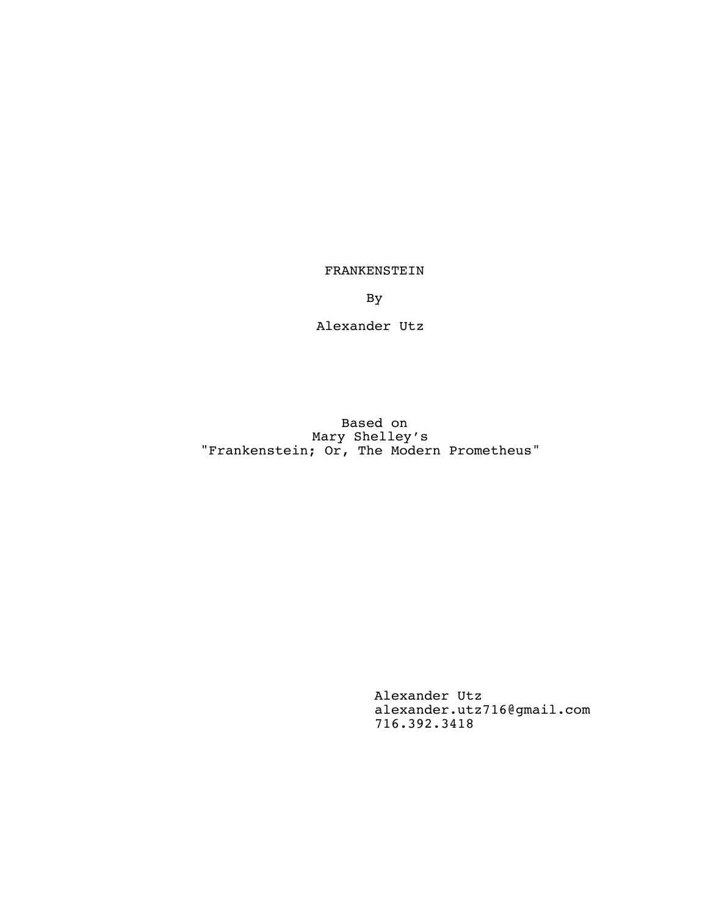# FRANKENSTEIN

By

Alexander Utz

Based on
Mary Shelley's
"Frankenstein; Or, The Modern Prometheus"

Alexander Utz
alexander.utz716@gmail.com
716.392.3418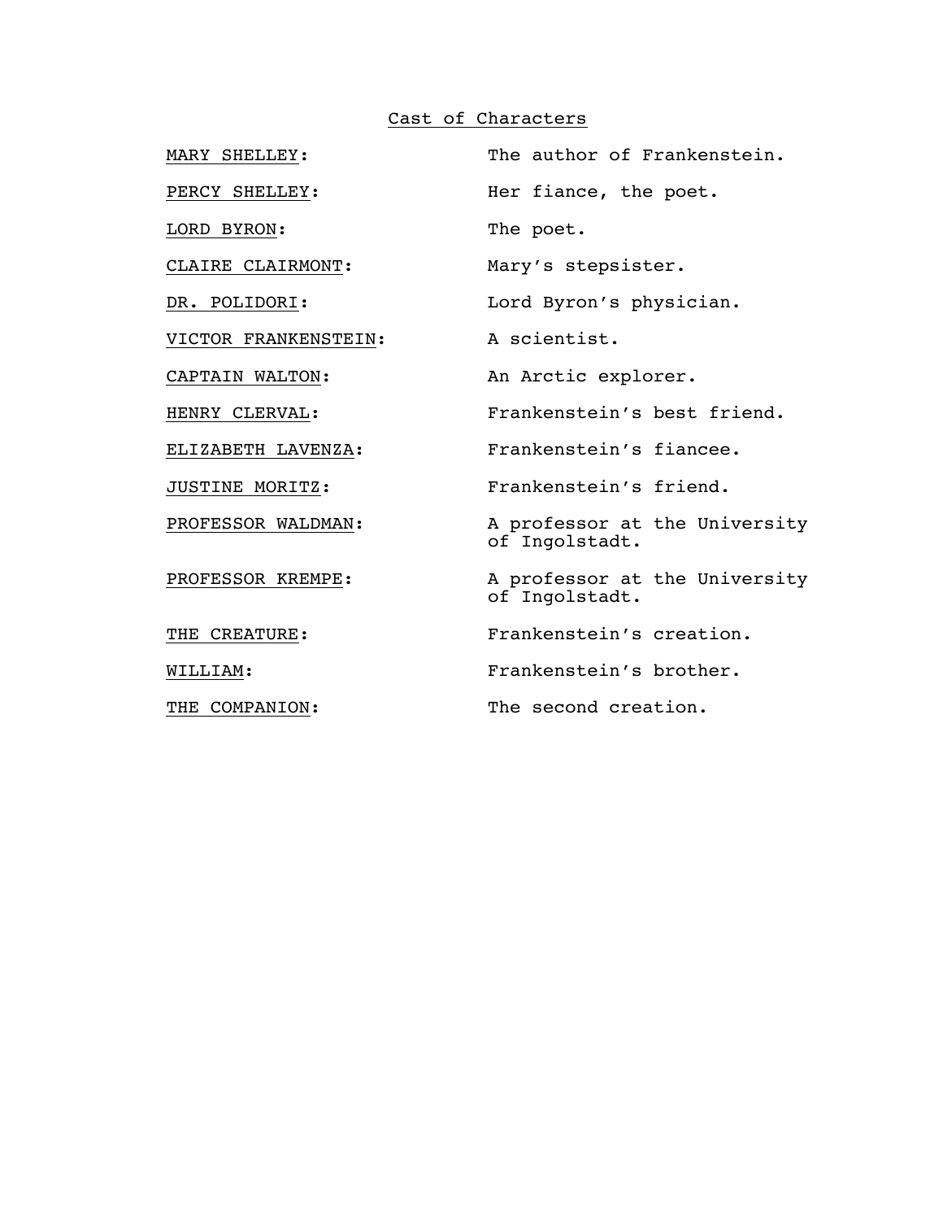# Cast of Characters

| | |
|---|---|
| MARY SHELLEY: | The author of Frankenstein. |
| PERCY SHELLEY: | Her fiance, the poet. |
| LORD BYRON: | The poet. |
| CLAIRE CLAIRMONT: | Mary’s stepsister. |
| DR. POLIDORI: | Lord Byron’s physician. |
| VICTOR FRANKENSTEIN: | A scientist. |
| CAPTAIN WALTON: | An Arctic explorer. |
| HENRY CLERVAL: | Frankenstein’s best friend. |
| ELIZABETH LAVENZA: | Frankenstein’s fiancee. |
| JUSTINE MORITZ: | Frankenstein’s friend. |
| PROFESSOR WALDMAN: | A professor at the University of Ingolstadt. |
| PROFESSOR KREMPE: | A professor at the University of Ingolstadt. |
| THE CREATURE: | Frankenstein’s creation. |
| WILLIAM: | Frankenstein’s brother. |
| THE COMPANION: | The second creation. |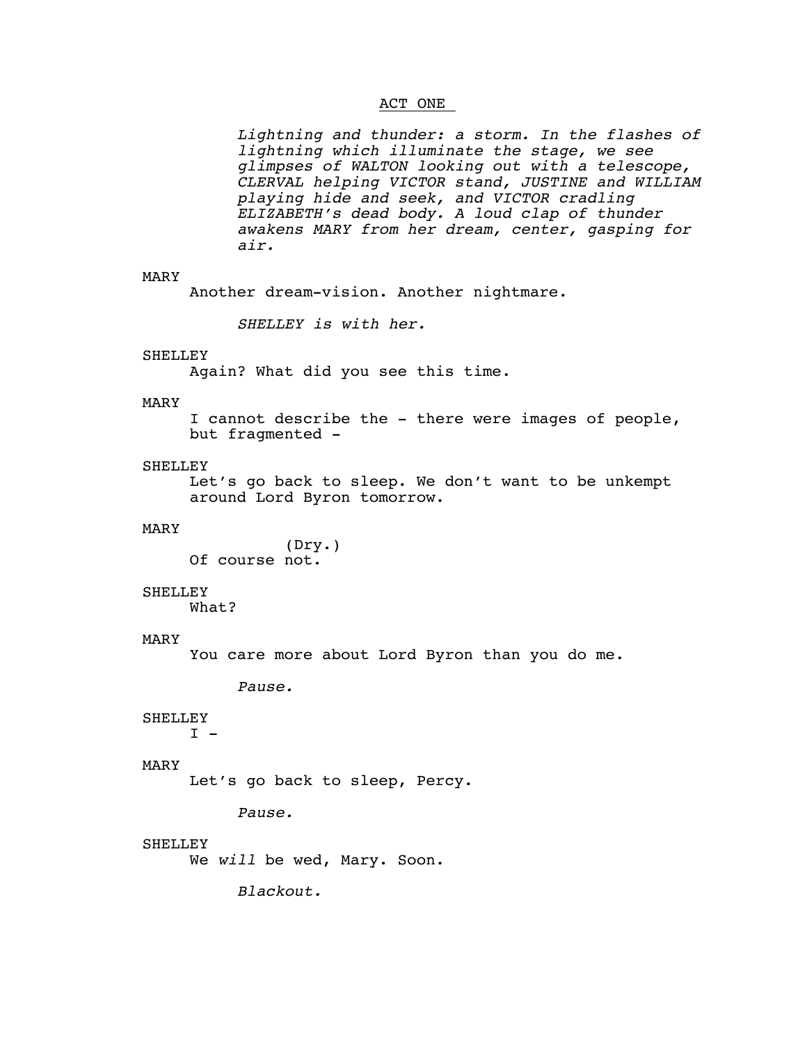## ACT ONE

*Lightning and thunder: a storm. In the flashes of lightning which illuminate the stage, we see glimpses of WALTON looking out with a telescope, CLERVAL helping VICTOR stand, JUSTINE and WILLIAM playing hide and seek, and VICTOR cradling ELIZABETH's dead body. A loud clap of thunder awakens MARY from her dream, center, gasping for air.*

MARY
Another dream-vision. Another nightmare.

*SHELLEY is with her.*

SHELLEY
Again? What did you see this time.

MARY
I cannot describe the - there were images of people, but fragmented -

SHELLEY
Let's go back to sleep. We don't want to be unkempt around Lord Byron tomorrow.

MARY
(Dry.)
Of course not.

SHELLEY
What?

MARY
You care more about Lord Byron than you do me.

*Pause.*

SHELLEY
I -

MARY
Let's go back to sleep, Percy.

*Pause.*

SHELLEY
We *will* be wed, Mary. Soon.

*Blackout.*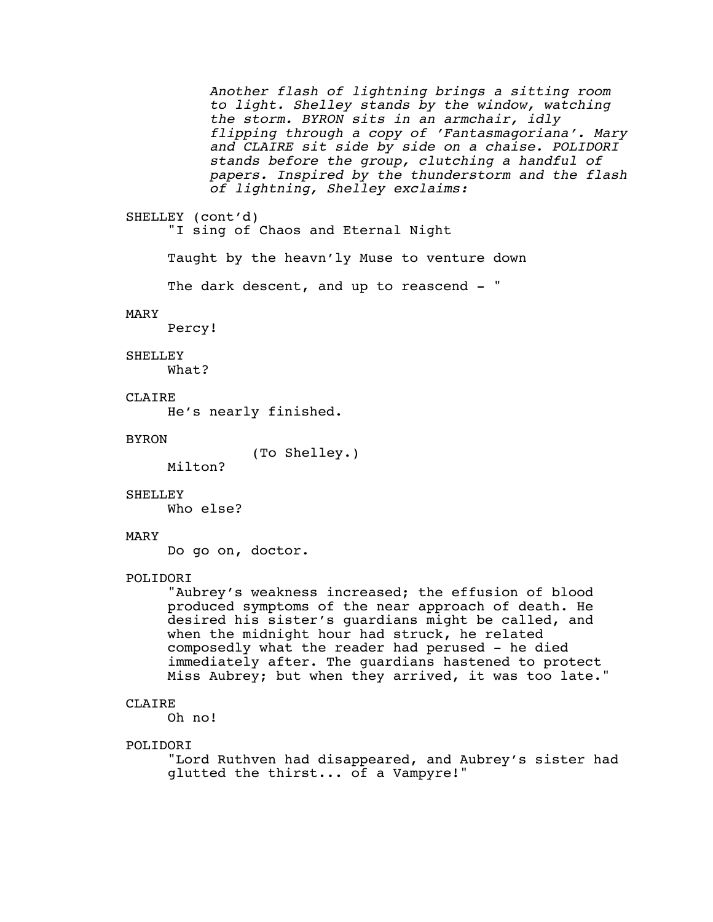*Another flash of lightning brings a sitting room to light. Shelley stands by the window, watching the storm. BYRON sits in an armchair, idly flipping through a copy of 'Fantasmagoriana'. Mary and CLAIRE sit side by side on a chaise. POLIDORI stands before the group, clutching a handful of papers. Inspired by the thunderstorm and the flash of lightning, Shelley exclaims:*

SHELLEY (cont'd)

"I sing of Chaos and Eternal Night

Taught by the heavn'ly Muse to venture down

The dark descent, and up to reascend - "

MARY

Percy!

SHELLEY

What?

CLAIRE

He's nearly finished.

BYRON

(To Shelley.)

Milton?

SHELLEY

Who else?

MARY

Do go on, doctor.

POLIDORI

"Aubrey's weakness increased; the effusion of blood produced symptoms of the near approach of death. He desired his sister's guardians might be called, and when the midnight hour had struck, he related composedly what the reader had perused - he died immediately after. The guardians hastened to protect Miss Aubrey; but when they arrived, it was too late."

CLAIRE

Oh no!

POLIDORI

"Lord Ruthven had disappeared, and Aubrey's sister had glutted the thirst... of a Vampyre!"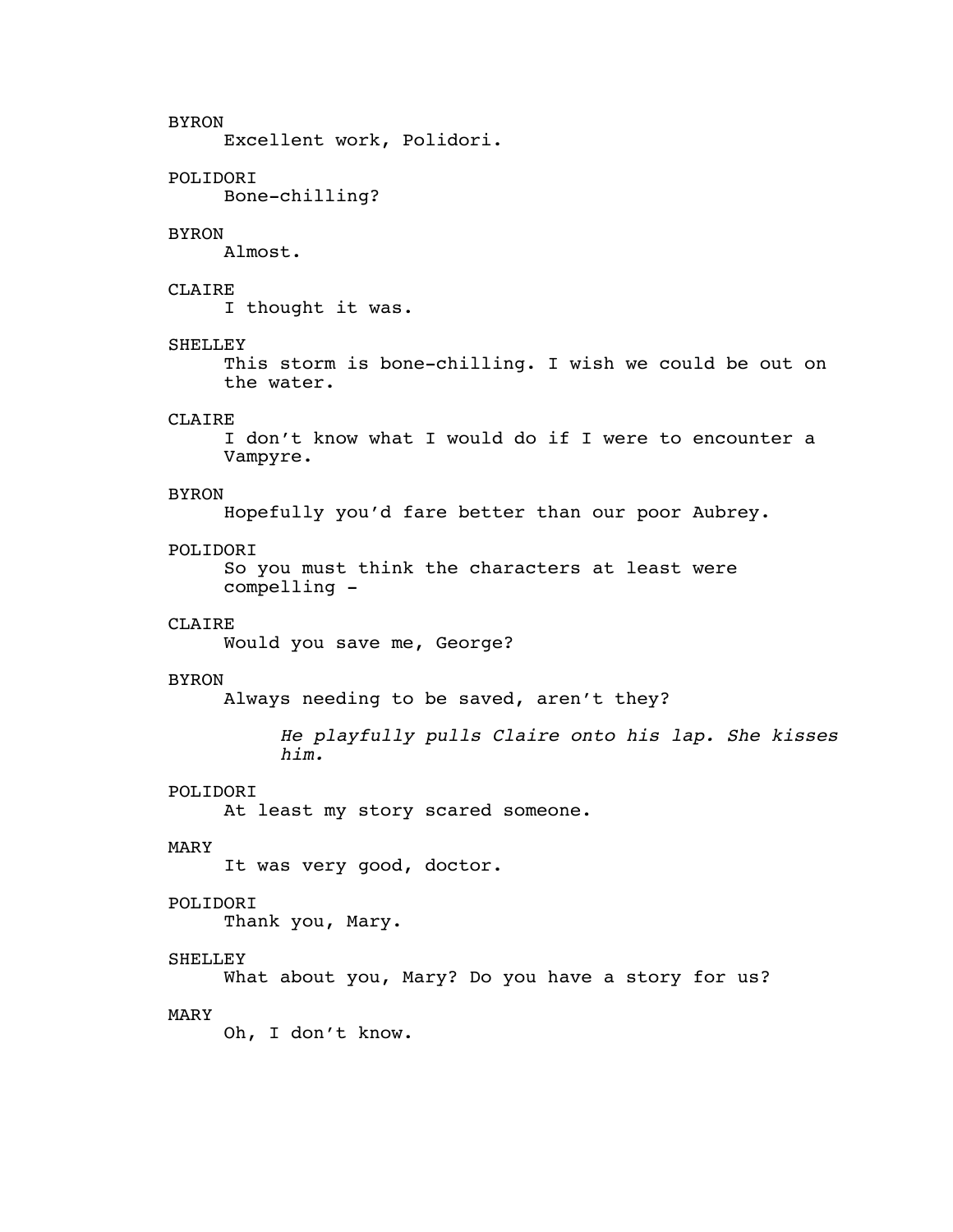BYRON
Excellent work, Polidori.

POLIDORI
Bone-chilling?

BYRON
Almost.

CLAIRE
I thought it was.

SHELLEY
This storm is bone-chilling. I wish we could be out on the water.

CLAIRE
I don't know what I would do if I were to encounter a Vampyre.

BYRON
Hopefully you'd fare better than our poor Aubrey.

POLIDORI
So you must think the characters at least were compelling -

CLAIRE
Would you save me, George?

BYRON
Always needing to be saved, aren't they?

*He playfully pulls Claire onto his lap. She kisses him.*

POLIDORI
At least my story scared someone.

MARY
It was very good, doctor.

POLIDORI
Thank you, Mary.

SHELLEY
What about you, Mary? Do you have a story for us?

MARY
Oh, I don't know.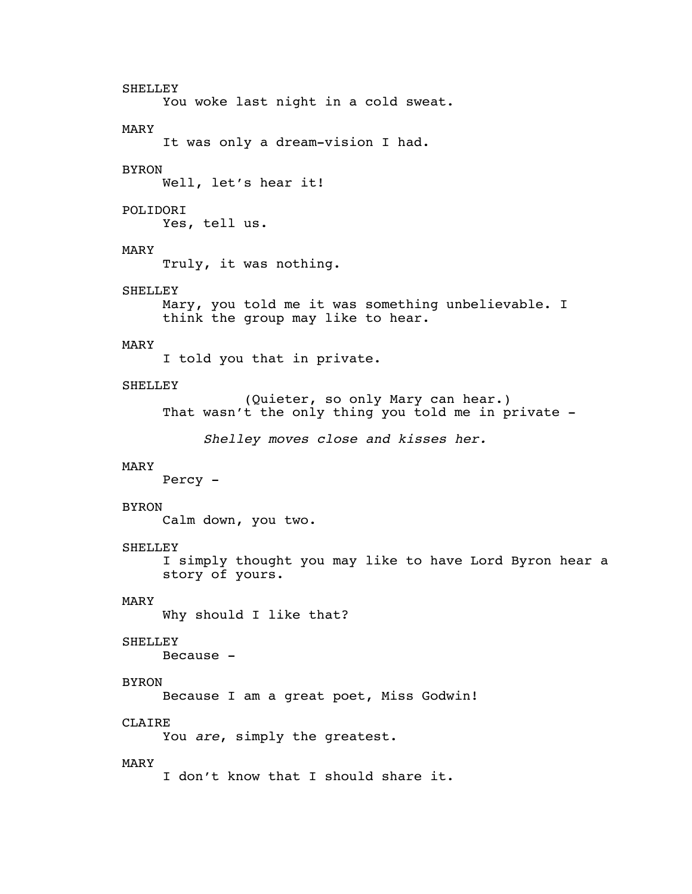SHELLEY
You woke last night in a cold sweat.

MARY
It was only a dream-vision I had.

BYRON
Well, let's hear it!

POLIDORI
Yes, tell us.

MARY
Truly, it was nothing.

SHELLEY
Mary, you told me it was something unbelievable. I think the group may like to hear.

MARY
I told you that in private.

SHELLEY
(Quieter, so only Mary can hear.)
That wasn't the only thing you told me in private -

*Shelley moves close and kisses her.*

MARY
Percy -

BYRON
Calm down, you two.

SHELLEY
I simply thought you may like to have Lord Byron hear a story of yours.

MARY
Why should I like that?

SHELLEY
Because -

BYRON
Because I am a great poet, Miss Godwin!

CLAIRE
You *are*, simply the greatest.

MARY
I don't know that I should share it.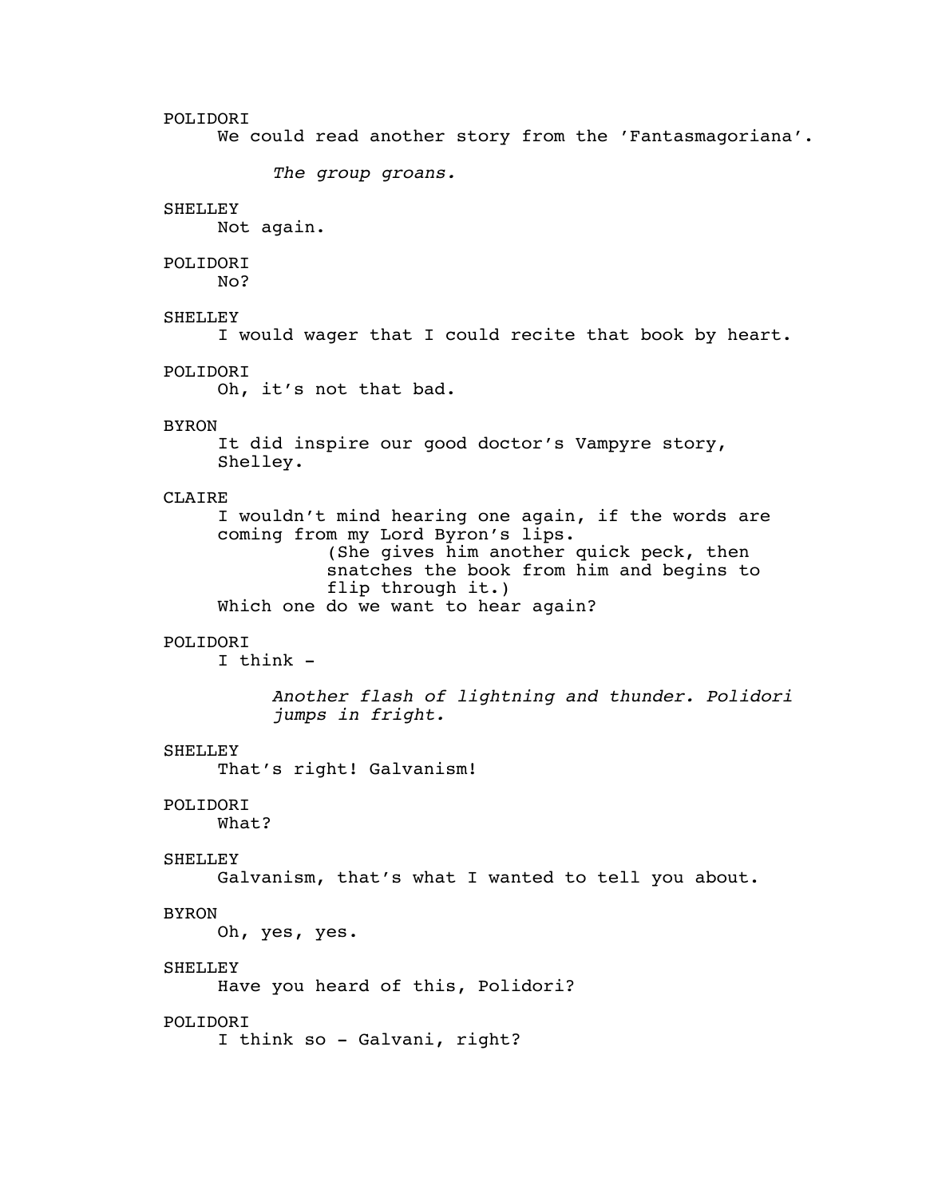POLIDORI
We could read another story from the 'Fantasmagoriana'.

*The group groans.*

SHELLEY
Not again.

POLIDORI
No?

SHELLEY
I would wager that I could recite that book by heart.

POLIDORI
Oh, it's not that bad.

BYRON
It did inspire our good doctor's Vampyre story, Shelley.

CLAIRE
I wouldn't mind hearing one again, if the words are coming from my Lord Byron's lips.
(She gives him another quick peck, then snatches the book from him and begins to flip through it.)
Which one do we want to hear again?

POLIDORI
I think -

*Another flash of lightning and thunder. Polidori jumps in fright.*

SHELLEY
That's right! Galvanism!

POLIDORI
What?

SHELLEY
Galvanism, that's what I wanted to tell you about.

BYRON
Oh, yes, yes.

SHELLEY
Have you heard of this, Polidori?

POLIDORI
I think so - Galvani, right?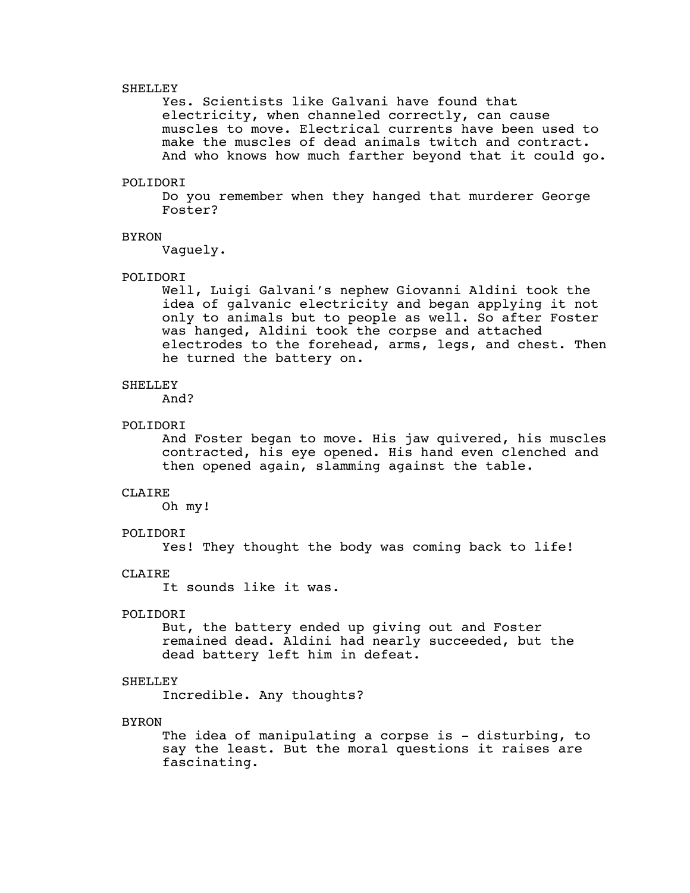SHELLEY

Yes. Scientists like Galvani have found that electricity, when channeled correctly, can cause muscles to move. Electrical currents have been used to make the muscles of dead animals twitch and contract. And who knows how much farther beyond that it could go.

POLIDORI

Do you remember when they hanged that murderer George Foster?

BYRON

Vaguely.

POLIDORI

Well, Luigi Galvani's nephew Giovanni Aldini took the idea of galvanic electricity and began applying it not only to animals but to people as well. So after Foster was hanged, Aldini took the corpse and attached electrodes to the forehead, arms, legs, and chest. Then he turned the battery on.

SHELLEY

And?

POLIDORI

And Foster began to move. His jaw quivered, his muscles contracted, his eye opened. His hand even clenched and then opened again, slamming against the table.

CLAIRE

Oh my!

POLIDORI

Yes! They thought the body was coming back to life!

CLAIRE

It sounds like it was.

POLIDORI

But, the battery ended up giving out and Foster remained dead. Aldini had nearly succeeded, but the dead battery left him in defeat.

SHELLEY

Incredible. Any thoughts?

BYRON

The idea of manipulating a corpse is - disturbing, to say the least. But the moral questions it raises are fascinating.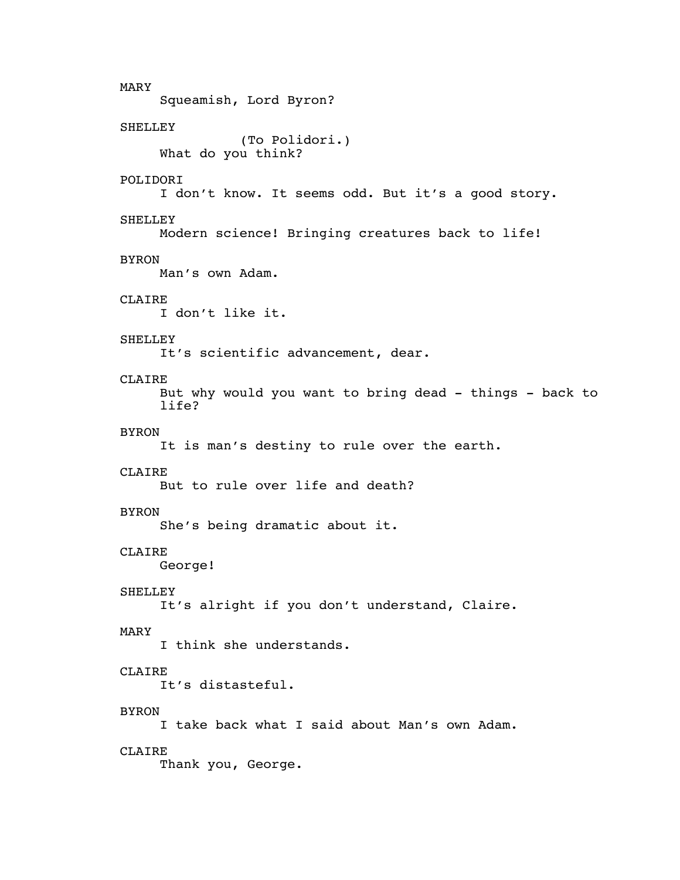MARY
    Squeamish, Lord Byron?

SHELLEY
        (To Polidori.)
    What do you think?

POLIDORI
    I don't know. It seems odd. But it's a good story.

SHELLEY
    Modern science! Bringing creatures back to life!

BYRON
    Man's own Adam.

CLAIRE
    I don't like it.

SHELLEY
    It's scientific advancement, dear.

CLAIRE
    But why would you want to bring dead - things - back to life?

BYRON
    It is man's destiny to rule over the earth.

CLAIRE
    But to rule over life and death?

BYRON
    She's being dramatic about it.

CLAIRE
    George!

SHELLEY
    It's alright if you don't understand, Claire.

MARY
    I think she understands.

CLAIRE
    It's distasteful.

BYRON
    I take back what I said about Man's own Adam.

CLAIRE
    Thank you, George.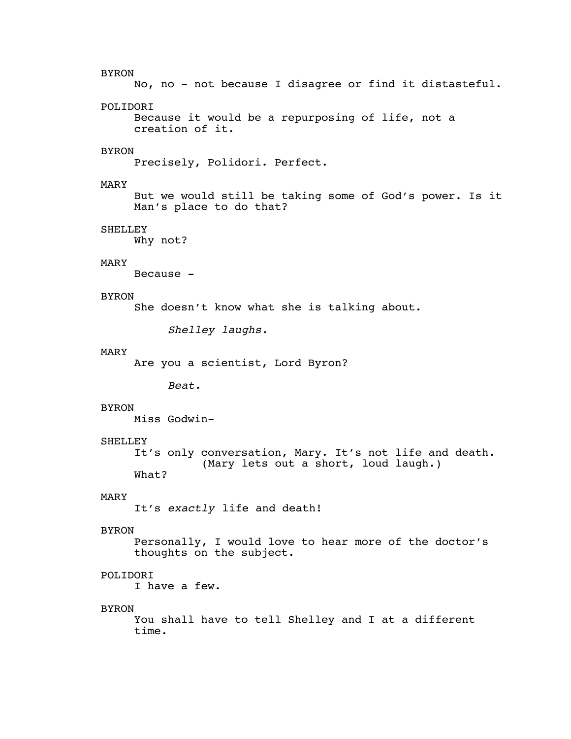BYRON

No, no - not because I disagree or find it distasteful.

POLIDORI

Because it would be a repurposing of life, not a creation of it.

BYRON

Precisely, Polidori. Perfect.

MARY

But we would still be taking some of God's power. Is it Man's place to do that?

SHELLEY

Why not?

MARY

Because -

BYRON

She doesn't know what she is talking about.

*Shelley laughs.*

MARY

Are you a scientist, Lord Byron?

*Beat.*

BYRON

Miss Godwin-

SHELLEY

It's only conversation, Mary. It's not life and death.

(Mary lets out a short, loud laugh.)

What?

MARY

It's *exactly* life and death!

BYRON

Personally, I would love to hear more of the doctor's thoughts on the subject.

POLIDORI

I have a few.

BYRON

You shall have to tell Shelley and I at a different time.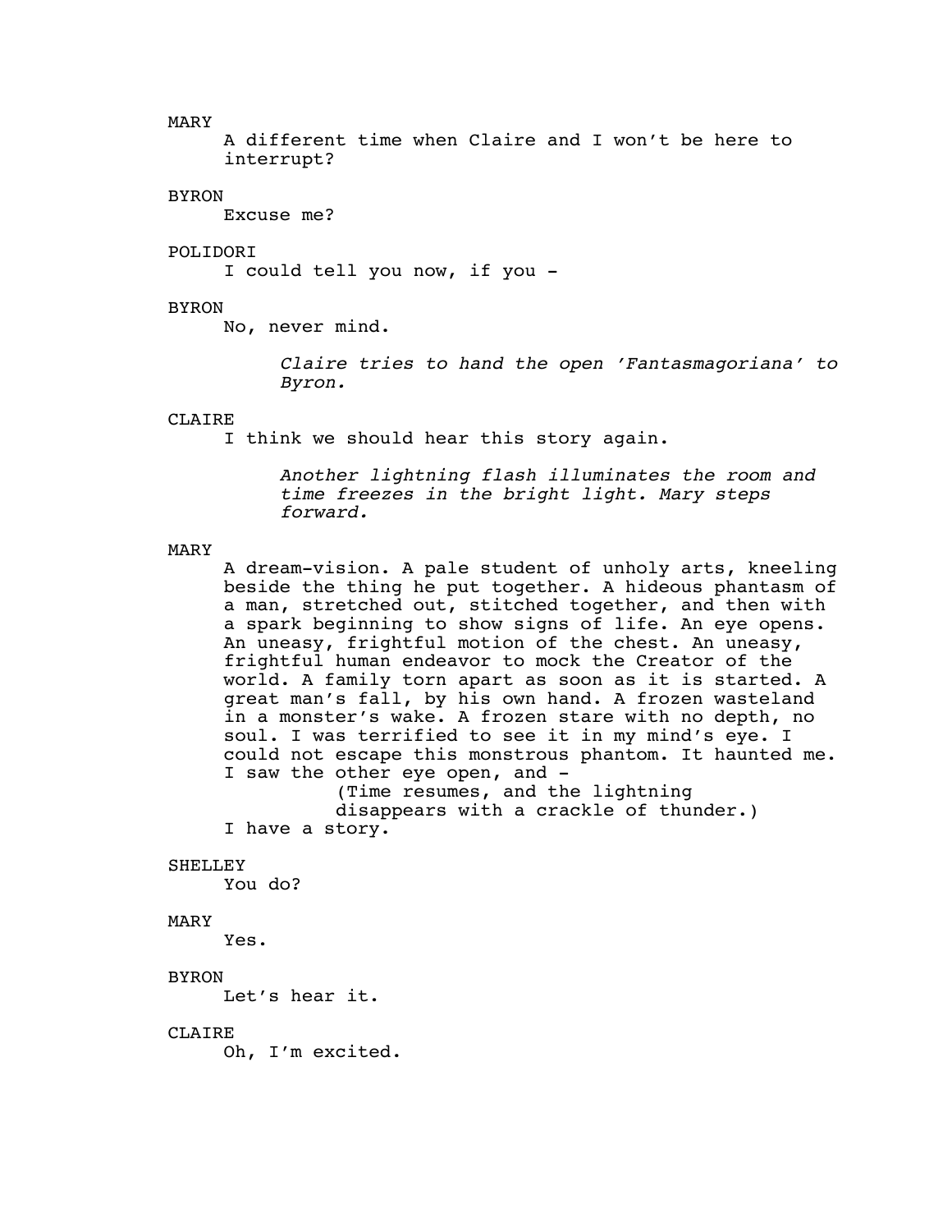MARY

A different time when Claire and I won't be here to interrupt?

BYRON

Excuse me?

POLIDORI

I could tell you now, if you -

BYRON

No, never mind.

*Claire tries to hand the open 'Fantasmagoriana' to Byron.*

CLAIRE

I think we should hear this story again.

*Another lightning flash illuminates the room and time freezes in the bright light. Mary steps forward.*

MARY

A dream-vision. A pale student of unholy arts, kneeling beside the thing he put together. A hideous phantasm of a man, stretched out, stitched together, and then with a spark beginning to show signs of life. An eye opens. An uneasy, frightful motion of the chest. An uneasy, frightful human endeavor to mock the Creator of the world. A family torn apart as soon as it is started. A great man's fall, by his own hand. A frozen wasteland in a monster's wake. A frozen stare with no depth, no soul. I was terrified to see it in my mind's eye. I could not escape this monstrous phantom. It haunted me. I saw the other eye open, and -

(Time resumes, and the lightning disappears with a crackle of thunder.)

I have a story.

SHELLEY

You do?

MARY

Yes.

BYRON

Let's hear it.

CLAIRE

Oh, I'm excited.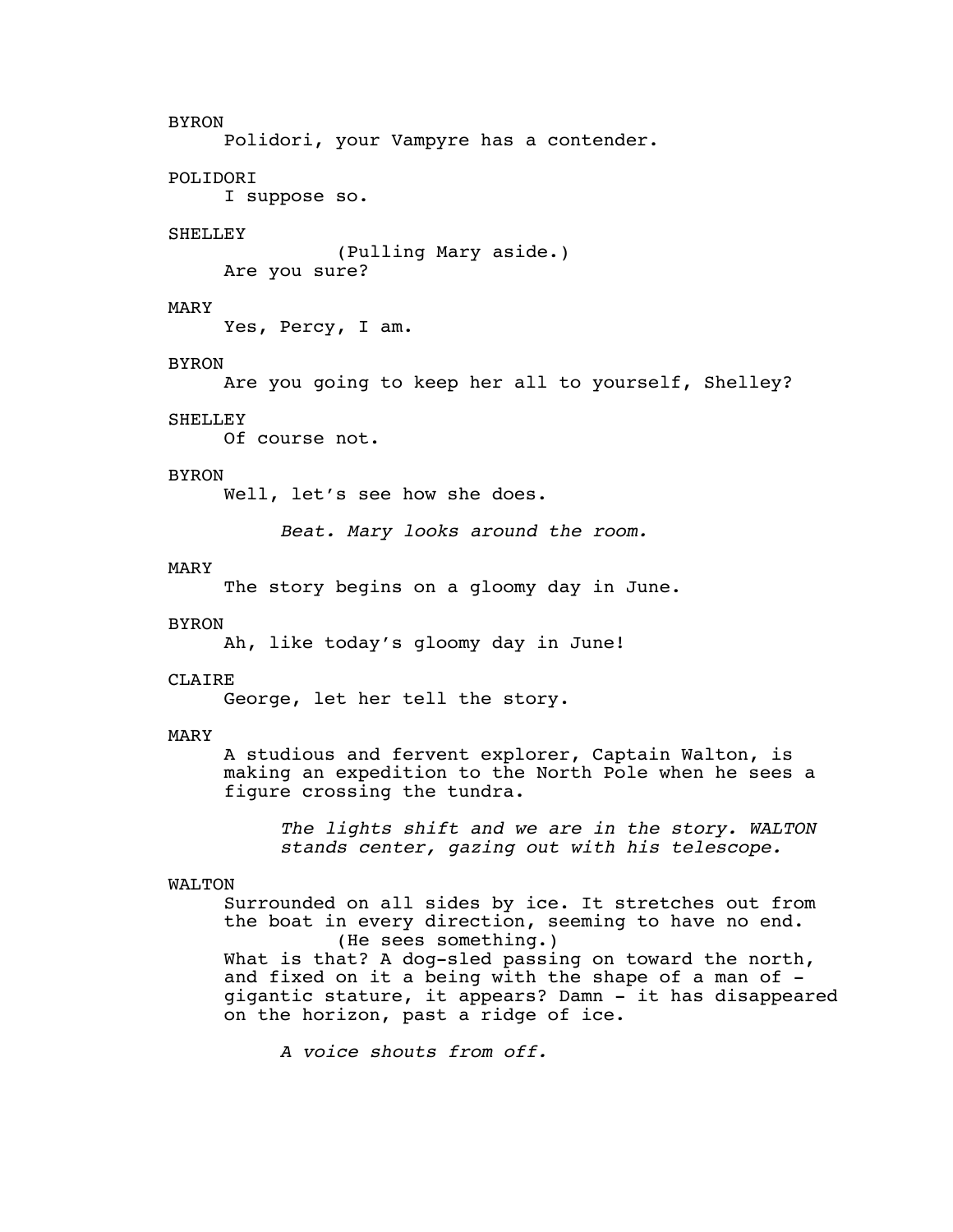BYRON

Polidori, your Vampyre has a contender.

POLIDORI

I suppose so.

SHELLEY

(Pulling Mary aside.)

Are you sure?

MARY

Yes, Percy, I am.

BYRON

Are you going to keep her all to yourself, Shelley?

SHELLEY

Of course not.

BYRON

Well, let's see how she does.

*Beat. Mary looks around the room.*

MARY

The story begins on a gloomy day in June.

BYRON

Ah, like today's gloomy day in June!

CLAIRE

George, let her tell the story.

MARY

A studious and fervent explorer, Captain Walton, is making an expedition to the North Pole when he sees a figure crossing the tundra.

*The lights shift and we are in the story. WALTON stands center, gazing out with his telescope.*

WALTON

Surrounded on all sides by ice. It stretches out from the boat in every direction, seeming to have no end.

(He sees something.)

What is that? A dog-sled passing on toward the north, and fixed on it a being with the shape of a man of - gigantic stature, it appears? Damn - it has disappeared on the horizon, past a ridge of ice.

*A voice shouts from off.*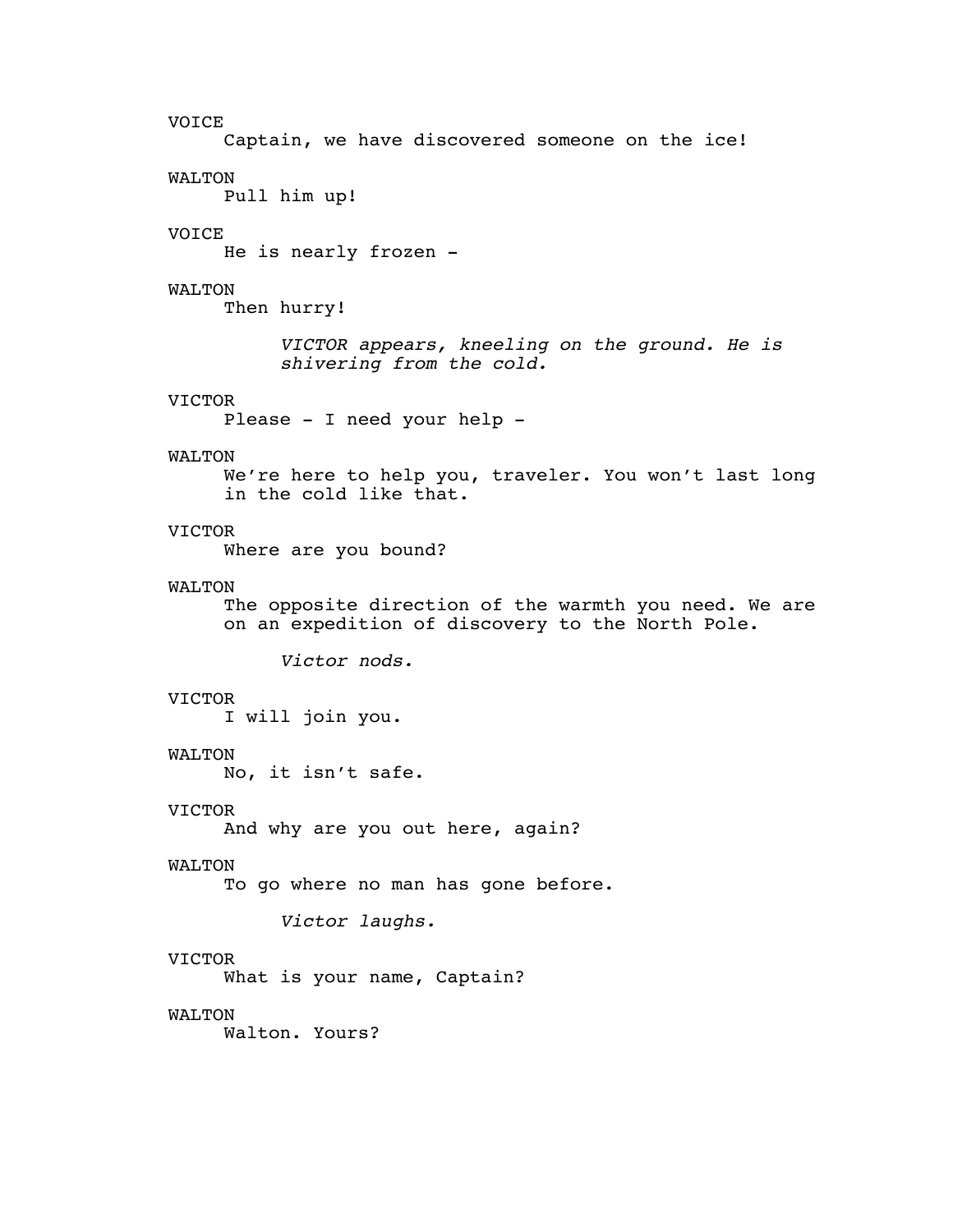VOICE

Captain, we have discovered someone on the ice!

WALTON

Pull him up!

VOICE

He is nearly frozen -

WALTON

Then hurry!

*VICTOR appears, kneeling on the ground. He is shivering from the cold.*

VICTOR

Please - I need your help -

WALTON

We're here to help you, traveler. You won't last long in the cold like that.

VICTOR

Where are you bound?

WALTON

The opposite direction of the warmth you need. We are on an expedition of discovery to the North Pole.

*Victor nods.*

VICTOR

I will join you.

WALTON

No, it isn't safe.

VICTOR

And why are you out here, again?

WALTON

To go where no man has gone before.

*Victor laughs.*

VICTOR

What is your name, Captain?

WALTON

Walton. Yours?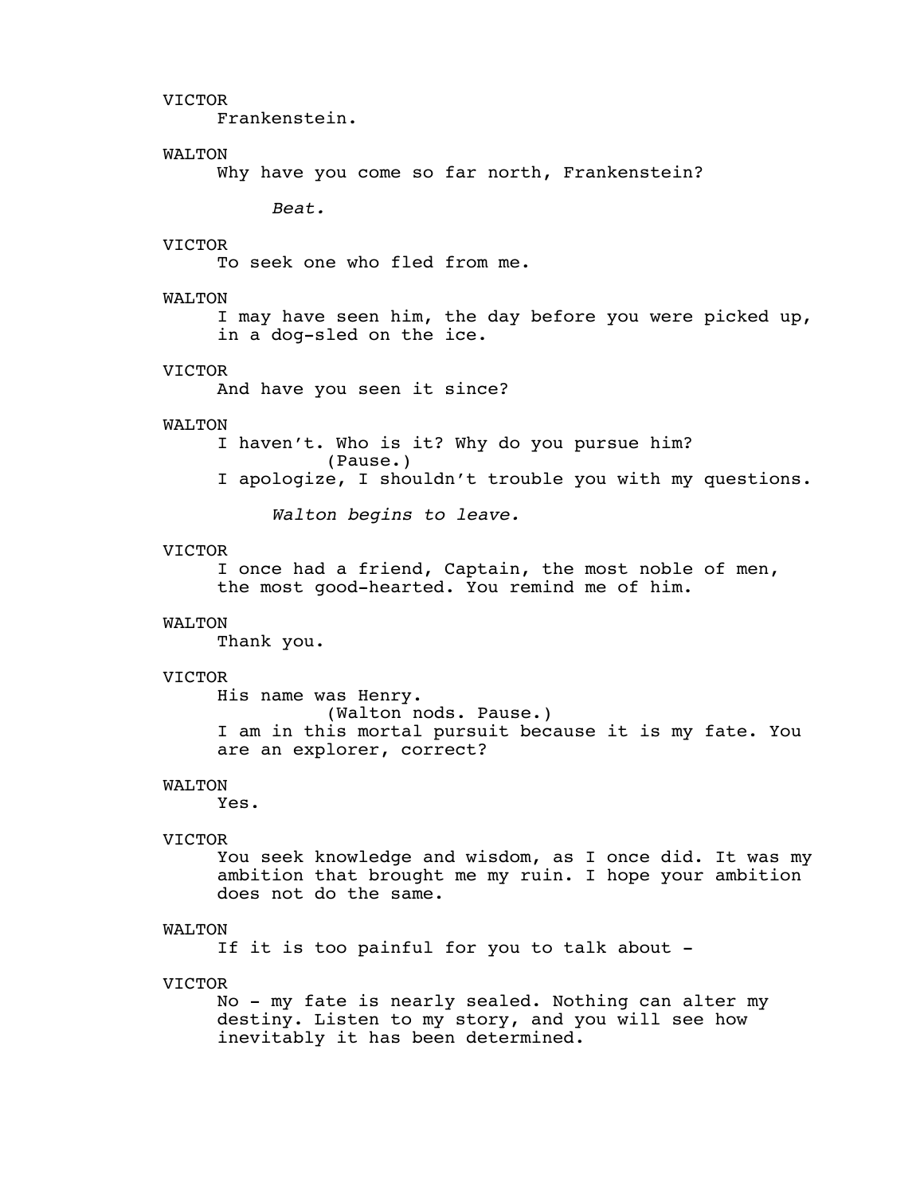VICTOR
Frankenstein.

WALTON
Why have you come so far north, Frankenstein?

*Beat.*

VICTOR
To seek one who fled from me.

WALTON
I may have seen him, the day before you were picked up, in a dog-sled on the ice.

VICTOR
And have you seen it since?

WALTON
I haven't. Who is it? Why do you pursue him?
(Pause.)
I apologize, I shouldn't trouble you with my questions.

*Walton begins to leave.*

VICTOR
I once had a friend, Captain, the most noble of men, the most good-hearted. You remind me of him.

WALTON
Thank you.

VICTOR
His name was Henry.
(Walton nods. Pause.)
I am in this mortal pursuit because it is my fate. You are an explorer, correct?

WALTON
Yes.

VICTOR
You seek knowledge and wisdom, as I once did. It was my ambition that brought me my ruin. I hope your ambition does not do the same.

WALTON
If it is too painful for you to talk about -

VICTOR
No - my fate is nearly sealed. Nothing can alter my destiny. Listen to my story, and you will see how inevitably it has been determined.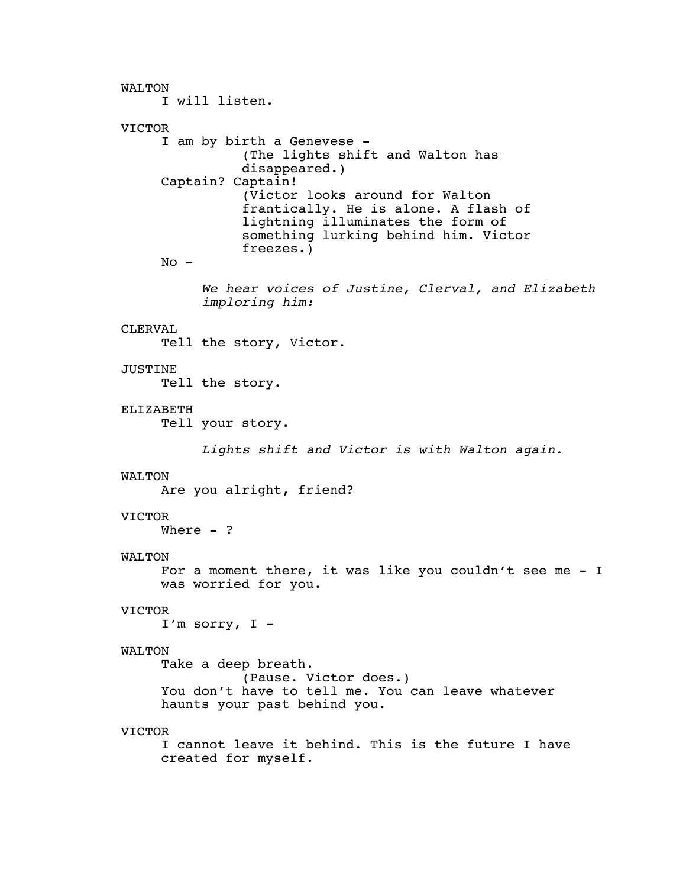WALTON
I will listen.

VICTOR
I am by birth a Genevese -
(The lights shift and Walton has disappeared.)
Captain? Captain!
(Victor looks around for Walton frantically. He is alone. A flash of lightning illuminates the form of something lurking behind him. Victor freezes.)
No -

*We hear voices of Justine, Clerval, and Elizabeth imploring him:*

CLERVAL
Tell the story, Victor.

JUSTINE
Tell the story.

ELIZABETH
Tell your story.

*Lights shift and Victor is with Walton again.*

WALTON
Are you alright, friend?

VICTOR
Where - ?

WALTON
For a moment there, it was like you couldn't see me - I was worried for you.

VICTOR
I'm sorry, I -

WALTON
Take a deep breath.
(Pause. Victor does.)
You don't have to tell me. You can leave whatever haunts your past behind you.

VICTOR
I cannot leave it behind. This is the future I have created for myself.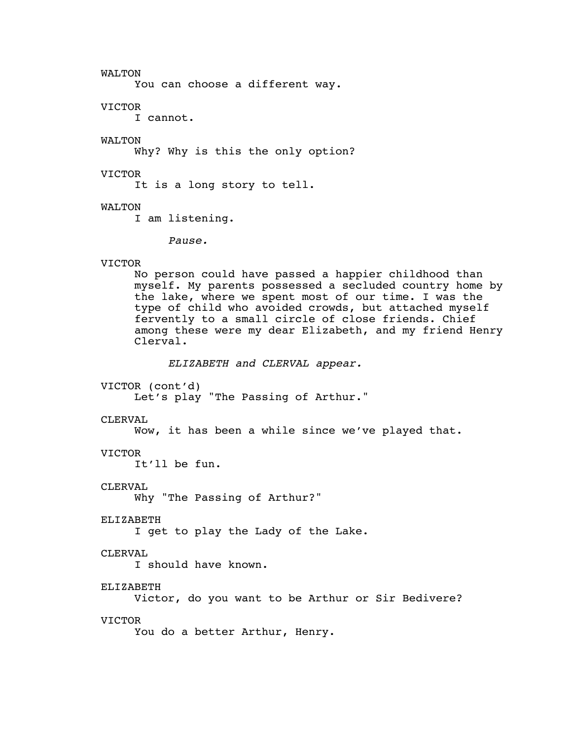WALTON

You can choose a different way.

VICTOR

I cannot.

WALTON

Why? Why is this the only option?

VICTOR

It is a long story to tell.

WALTON

I am listening.

*Pause.*

VICTOR

No person could have passed a happier childhood than myself. My parents possessed a secluded country home by the lake, where we spent most of our time. I was the type of child who avoided crowds, but attached myself fervently to a small circle of close friends. Chief among these were my dear Elizabeth, and my friend Henry Clerval.

*ELIZABETH and CLERVAL appear.*

VICTOR (cont'd)

Let's play "The Passing of Arthur."

CLERVAL

Wow, it has been a while since we've played that.

VICTOR

It'll be fun.

CLERVAL

Why "The Passing of Arthur?"

ELIZABETH

I get to play the Lady of the Lake.

CLERVAL

I should have known.

ELIZABETH

Victor, do you want to be Arthur or Sir Bedivere?

VICTOR

You do a better Arthur, Henry.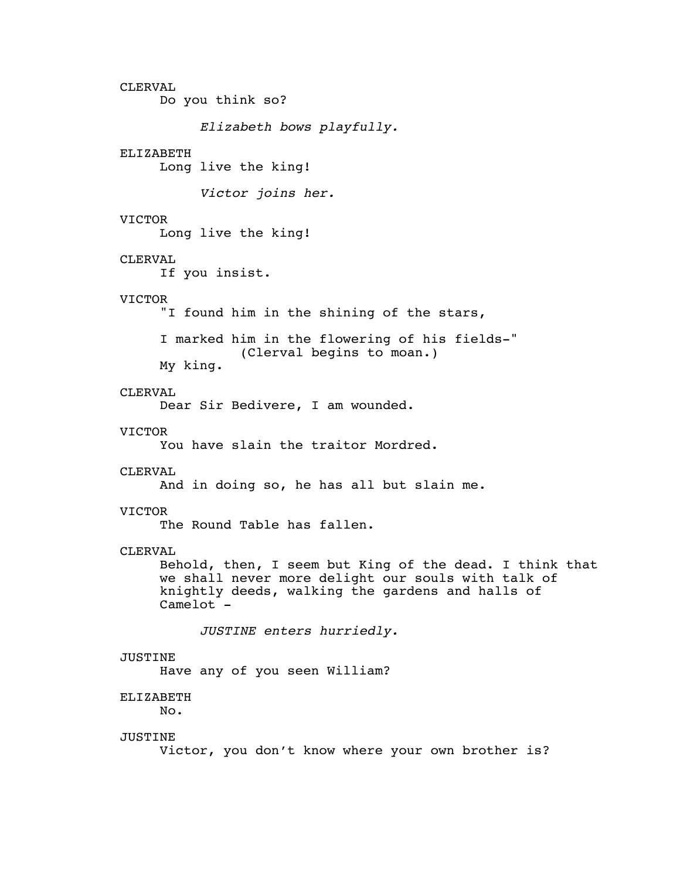CLERVAL
Do you think so?

*Elizabeth bows playfully.*

ELIZABETH
Long live the king!

*Victor joins her.*

VICTOR
Long live the king!

CLERVAL
If you insist.

VICTOR
"I found him in the shining of the stars,

I marked him in the flowering of his fields-"
(Clerval begins to moan.)
My king.

CLERVAL
Dear Sir Bedivere, I am wounded.

VICTOR
You have slain the traitor Mordred.

CLERVAL
And in doing so, he has all but slain me.

VICTOR
The Round Table has fallen.

CLERVAL
Behold, then, I seem but King of the dead. I think that we shall never more delight our souls with talk of knightly deeds, walking the gardens and halls of Camelot -

*JUSTINE enters hurriedly.*

JUSTINE
Have any of you seen William?

ELIZABETH
No.

JUSTINE
Victor, you don't know where your own brother is?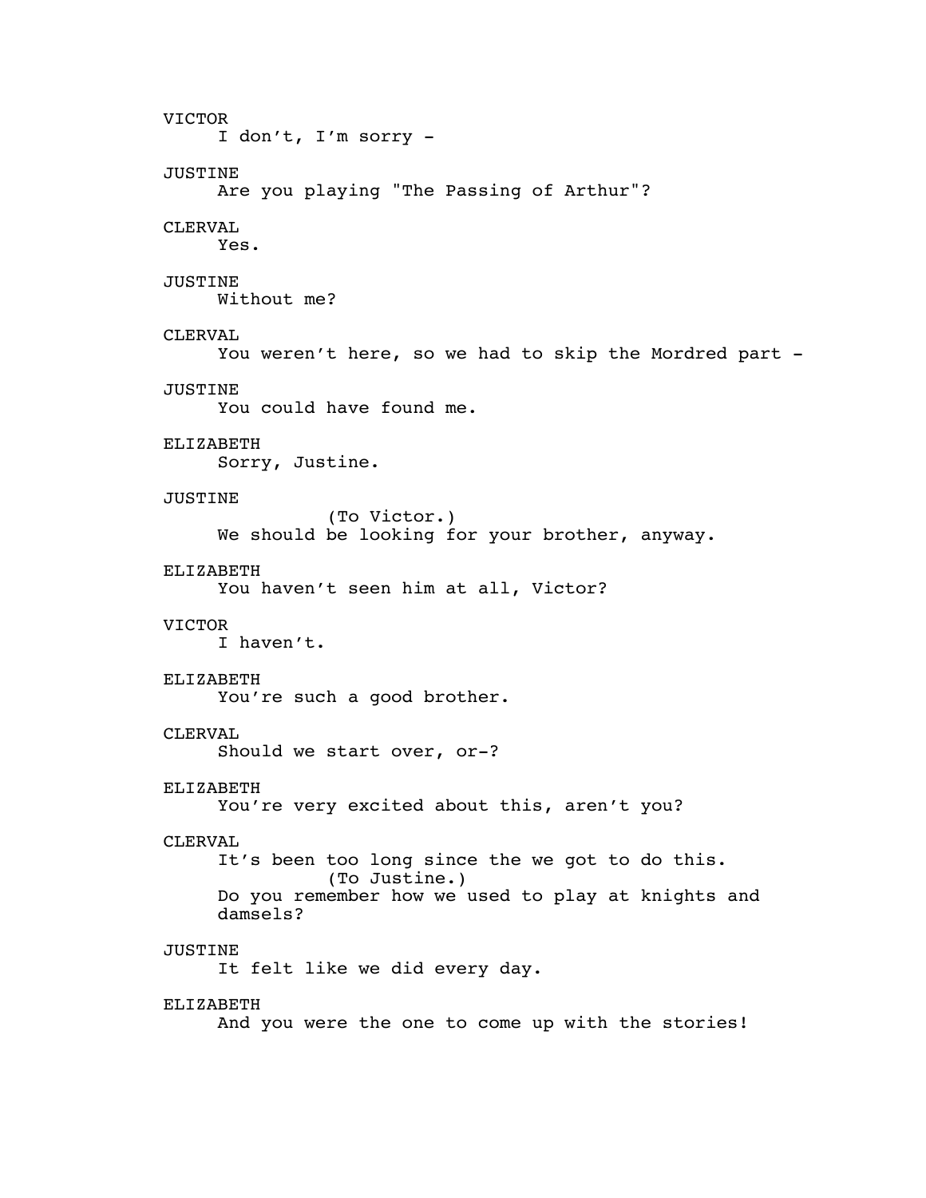VICTOR
    I don't, I'm sorry -

JUSTINE
    Are you playing "The Passing of Arthur"?

CLERVAL
    Yes.

JUSTINE
    Without me?

CLERVAL
    You weren't here, so we had to skip the Mordred part -

JUSTINE
    You could have found me.

ELIZABETH
    Sorry, Justine.

JUSTINE
        (To Victor.)
    We should be looking for your brother, anyway.

ELIZABETH
    You haven't seen him at all, Victor?

VICTOR
    I haven't.

ELIZABETH
    You're such a good brother.

CLERVAL
    Should we start over, or-?

ELIZABETH
    You're very excited about this, aren't you?

CLERVAL
    It's been too long since the we got to do this.
        (To Justine.)
    Do you remember how we used to play at knights and damsels?

JUSTINE
    It felt like we did every day.

ELIZABETH
    And you were the one to come up with the stories!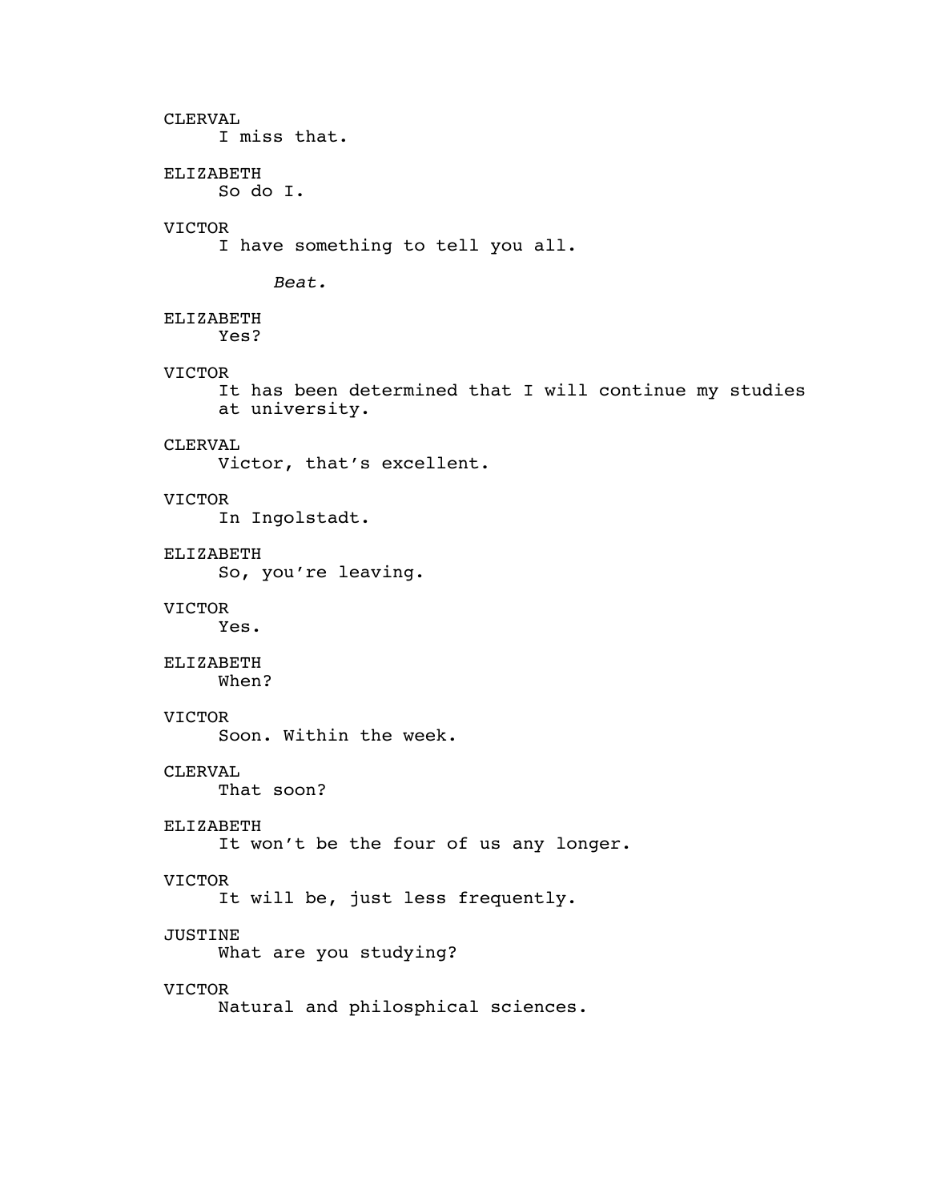CLERVAL
I miss that.

ELIZABETH
So do I.

VICTOR
I have something to tell you all.

*Beat.*

ELIZABETH
Yes?

VICTOR
It has been determined that I will continue my studies at university.

CLERVAL
Victor, that's excellent.

VICTOR
In Ingolstadt.

ELIZABETH
So, you're leaving.

VICTOR
Yes.

ELIZABETH
When?

VICTOR
Soon. Within the week.

CLERVAL
That soon?

ELIZABETH
It won't be the four of us any longer.

VICTOR
It will be, just less frequently.

JUSTINE
What are you studying?

VICTOR
Natural and philosphical sciences.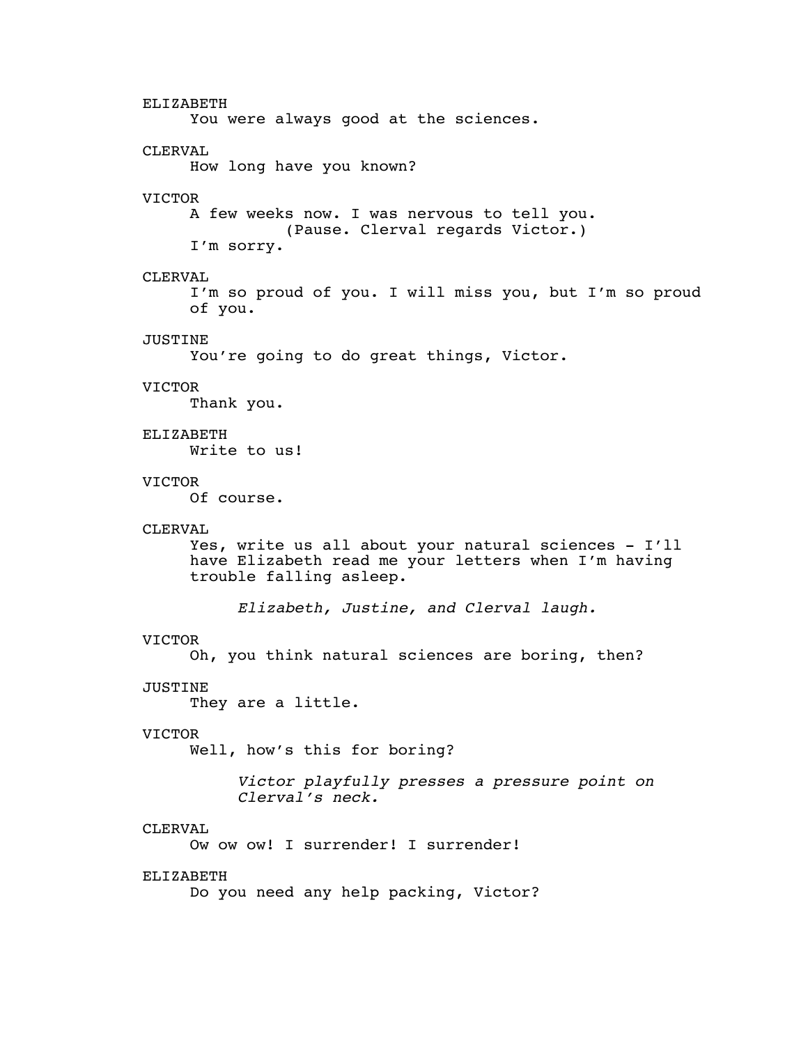ELIZABETH
You were always good at the sciences.

CLERVAL
How long have you known?

VICTOR
A few weeks now. I was nervous to tell you.
(Pause. Clerval regards Victor.)
I'm sorry.

CLERVAL
I'm so proud of you. I will miss you, but I'm so proud of you.

JUSTINE
You're going to do great things, Victor.

VICTOR
Thank you.

ELIZABETH
Write to us!

VICTOR
Of course.

CLERVAL
Yes, write us all about your natural sciences - I'll have Elizabeth read me your letters when I'm having trouble falling asleep.

*Elizabeth, Justine, and Clerval laugh.*

VICTOR
Oh, you think natural sciences are boring, then?

JUSTINE
They are a little.

VICTOR
Well, how's this for boring?

*Victor playfully presses a pressure point on Clerval's neck.*

CLERVAL
Ow ow ow! I surrender! I surrender!

ELIZABETH
Do you need any help packing, Victor?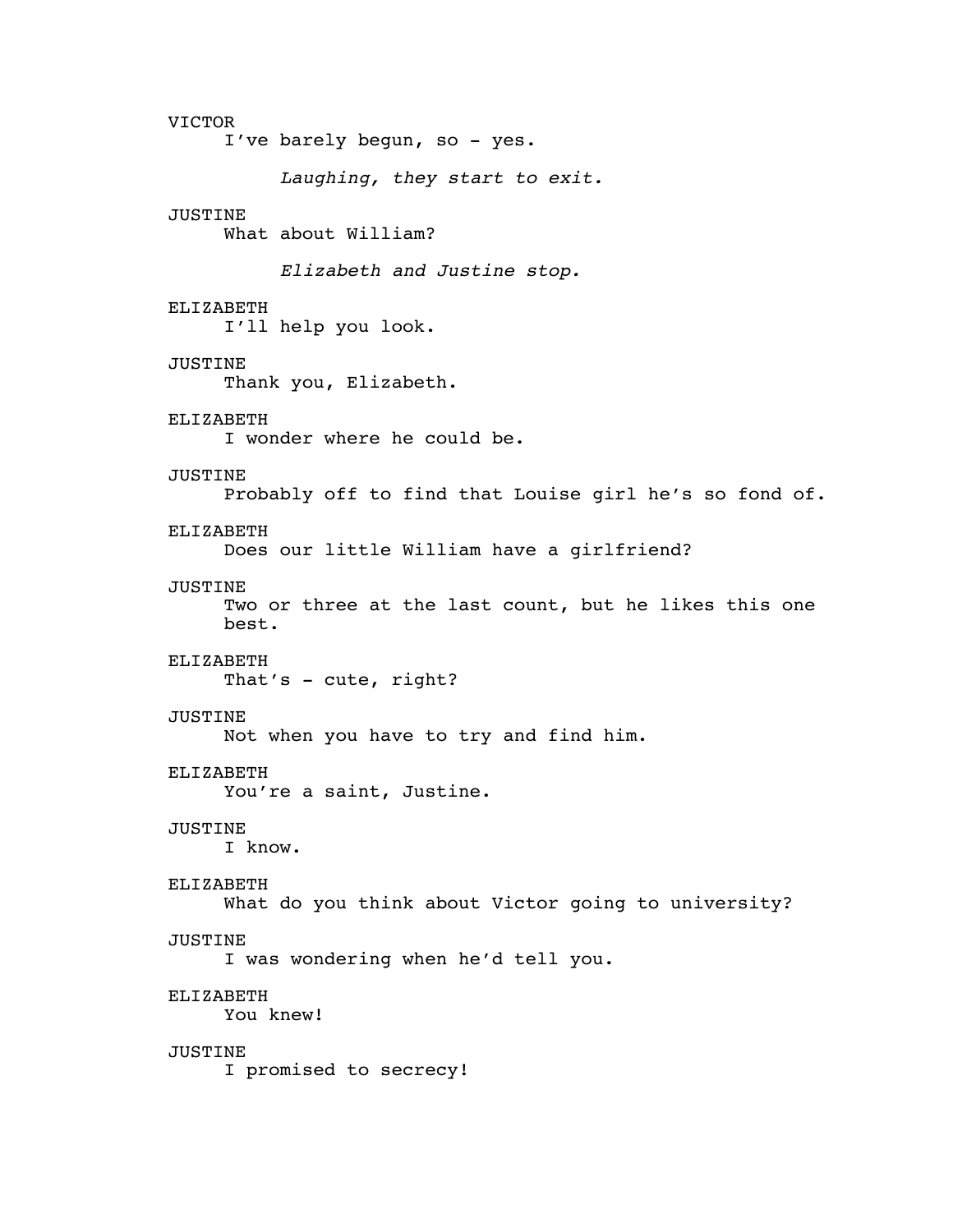VICTOR
I've barely begun, so - yes.

*Laughing, they start to exit.*

JUSTINE
What about William?

*Elizabeth and Justine stop.*

ELIZABETH
I'll help you look.

JUSTINE
Thank you, Elizabeth.

ELIZABETH
I wonder where he could be.

JUSTINE
Probably off to find that Louise girl he's so fond of.

ELIZABETH
Does our little William have a girlfriend?

JUSTINE
Two or three at the last count, but he likes this one best.

ELIZABETH
That's - cute, right?

JUSTINE
Not when you have to try and find him.

ELIZABETH
You're a saint, Justine.

JUSTINE
I know.

ELIZABETH
What do you think about Victor going to university?

JUSTINE
I was wondering when he'd tell you.

ELIZABETH
You knew!

JUSTINE
I promised to secrecy!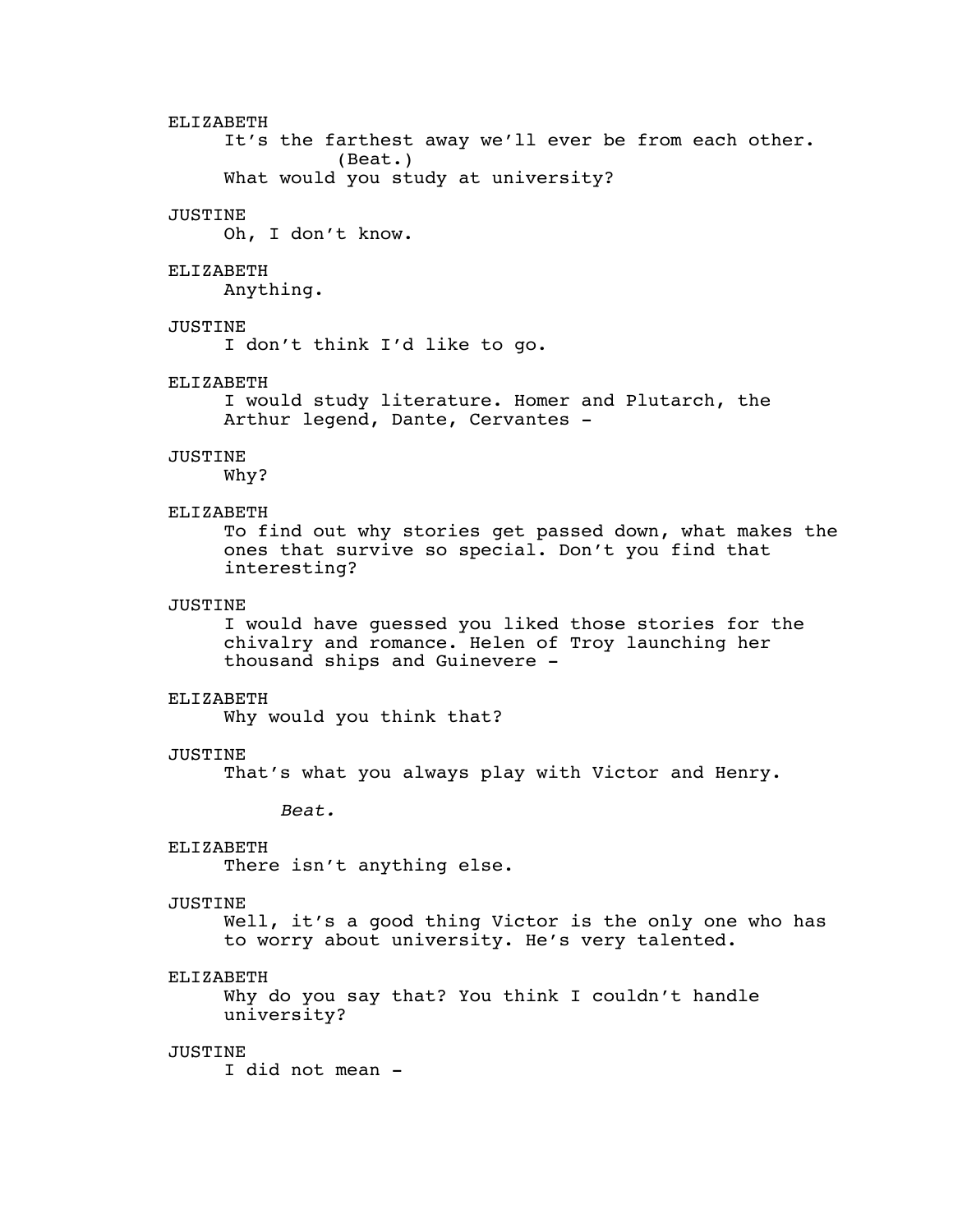ELIZABETH
It's the farthest away we'll ever be from each other.
(Beat.)
What would you study at university?

JUSTINE
Oh, I don't know.

ELIZABETH
Anything.

JUSTINE
I don't think I'd like to go.

ELIZABETH
I would study literature. Homer and Plutarch, the Arthur legend, Dante, Cervantes -

JUSTINE
Why?

ELIZABETH
To find out why stories get passed down, what makes the ones that survive so special. Don't you find that interesting?

JUSTINE
I would have guessed you liked those stories for the chivalry and romance. Helen of Troy launching her thousand ships and Guinevere -

ELIZABETH
Why would you think that?

JUSTINE
That's what you always play with Victor and Henry.

*Beat.*

ELIZABETH
There isn't anything else.

JUSTINE
Well, it's a good thing Victor is the only one who has to worry about university. He's very talented.

ELIZABETH
Why do you say that? You think I couldn't handle university?

JUSTINE
I did not mean -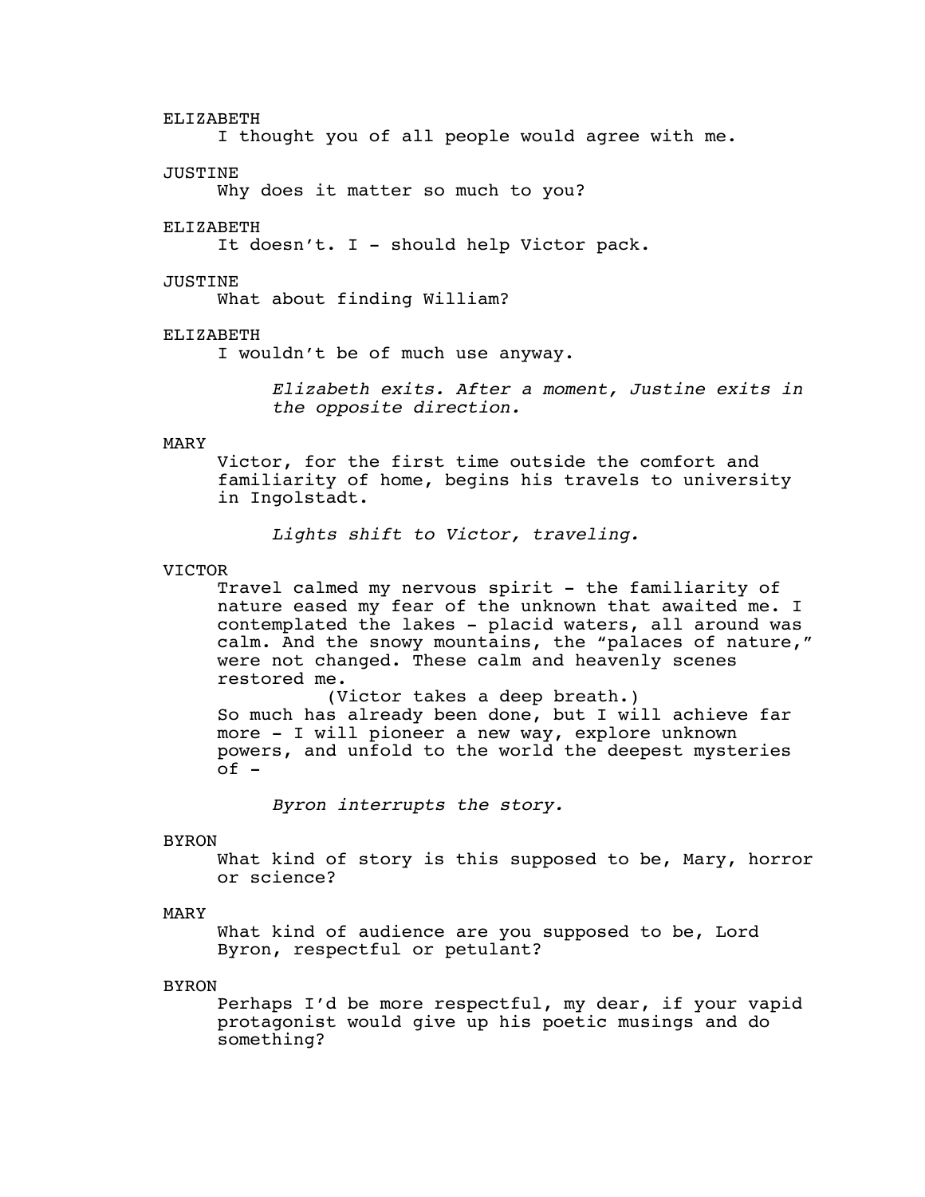ELIZABETH
I thought you of all people would agree with me.

JUSTINE
Why does it matter so much to you?

ELIZABETH
It doesn't. I - should help Victor pack.

JUSTINE
What about finding William?

ELIZABETH
I wouldn't be of much use anyway.

*Elizabeth exits. After a moment, Justine exits in the opposite direction.*

MARY
Victor, for the first time outside the comfort and familiarity of home, begins his travels to university in Ingolstadt.

*Lights shift to Victor, traveling.*

VICTOR
Travel calmed my nervous spirit - the familiarity of nature eased my fear of the unknown that awaited me. I contemplated the lakes - placid waters, all around was calm. And the snowy mountains, the "palaces of nature," were not changed. These calm and heavenly scenes restored me.
(Victor takes a deep breath.)
So much has already been done, but I will achieve far more - I will pioneer a new way, explore unknown powers, and unfold to the world the deepest mysteries of -

*Byron interrupts the story.*

BYRON
What kind of story is this supposed to be, Mary, horror or science?

MARY
What kind of audience are you supposed to be, Lord Byron, respectful or petulant?

BYRON
Perhaps I'd be more respectful, my dear, if your vapid protagonist would give up his poetic musings and do something?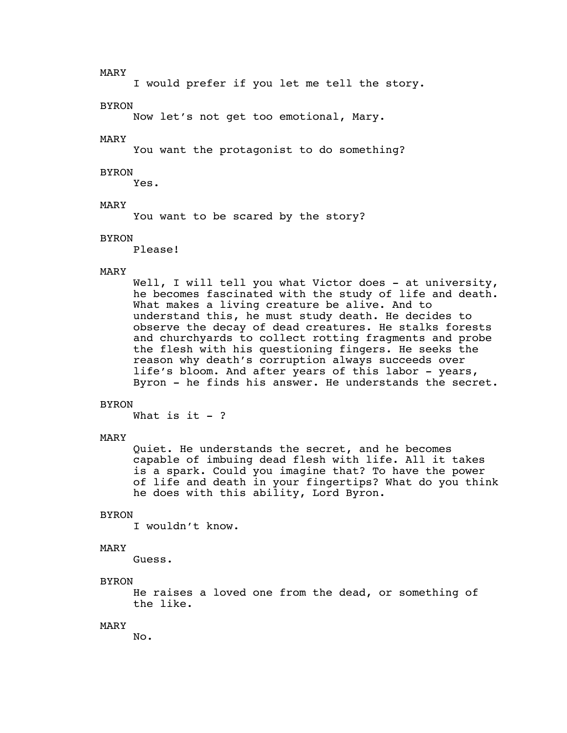MARY
I would prefer if you let me tell the story.

BYRON
Now let's not get too emotional, Mary.

MARY
You want the protagonist to do something?

BYRON
Yes.

MARY
You want to be scared by the story?

BYRON
Please!

MARY
Well, I will tell you what Victor does - at university, he becomes fascinated with the study of life and death. What makes a living creature be alive. And to understand this, he must study death. He decides to observe the decay of dead creatures. He stalks forests and churchyards to collect rotting fragments and probe the flesh with his questioning fingers. He seeks the reason why death's corruption always succeeds over life's bloom. And after years of this labor - years, Byron - he finds his answer. He understands the secret.

BYRON
What is it - ?

MARY
Quiet. He understands the secret, and he becomes capable of imbuing dead flesh with life. All it takes is a spark. Could you imagine that? To have the power of life and death in your fingertips? What do you think he does with this ability, Lord Byron.

BYRON
I wouldn't know.

MARY
Guess.

BYRON
He raises a loved one from the dead, or something of the like.

MARY
No.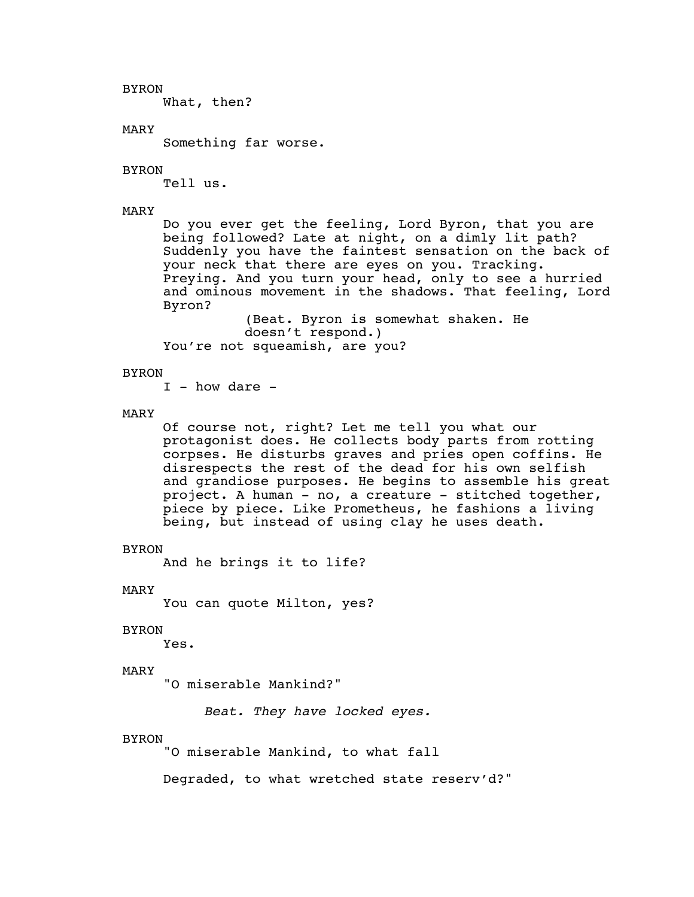BYRON

What, then?

MARY

Something far worse.

BYRON

Tell us.

MARY

Do you ever get the feeling, Lord Byron, that you are being followed? Late at night, on a dimly lit path? Suddenly you have the faintest sensation on the back of your neck that there are eyes on you. Tracking. Preying. And you turn your head, only to see a hurried and ominous movement in the shadows. That feeling, Lord Byron?

(Beat. Byron is somewhat shaken. He doesn't respond.)

You're not squeamish, are you?

BYRON

I - how dare -

MARY

Of course not, right? Let me tell you what our protagonist does. He collects body parts from rotting corpses. He disturbs graves and pries open coffins. He disrespects the rest of the dead for his own selfish and grandiose purposes. He begins to assemble his great project. A human - no, a creature - stitched together, piece by piece. Like Prometheus, he fashions a living being, but instead of using clay he uses death.

BYRON

And he brings it to life?

MARY

You can quote Milton, yes?

BYRON

Yes.

MARY

"O miserable Mankind?"

*Beat. They have locked eyes.*

BYRON

"O miserable Mankind, to what fall

Degraded, to what wretched state reserv'd?"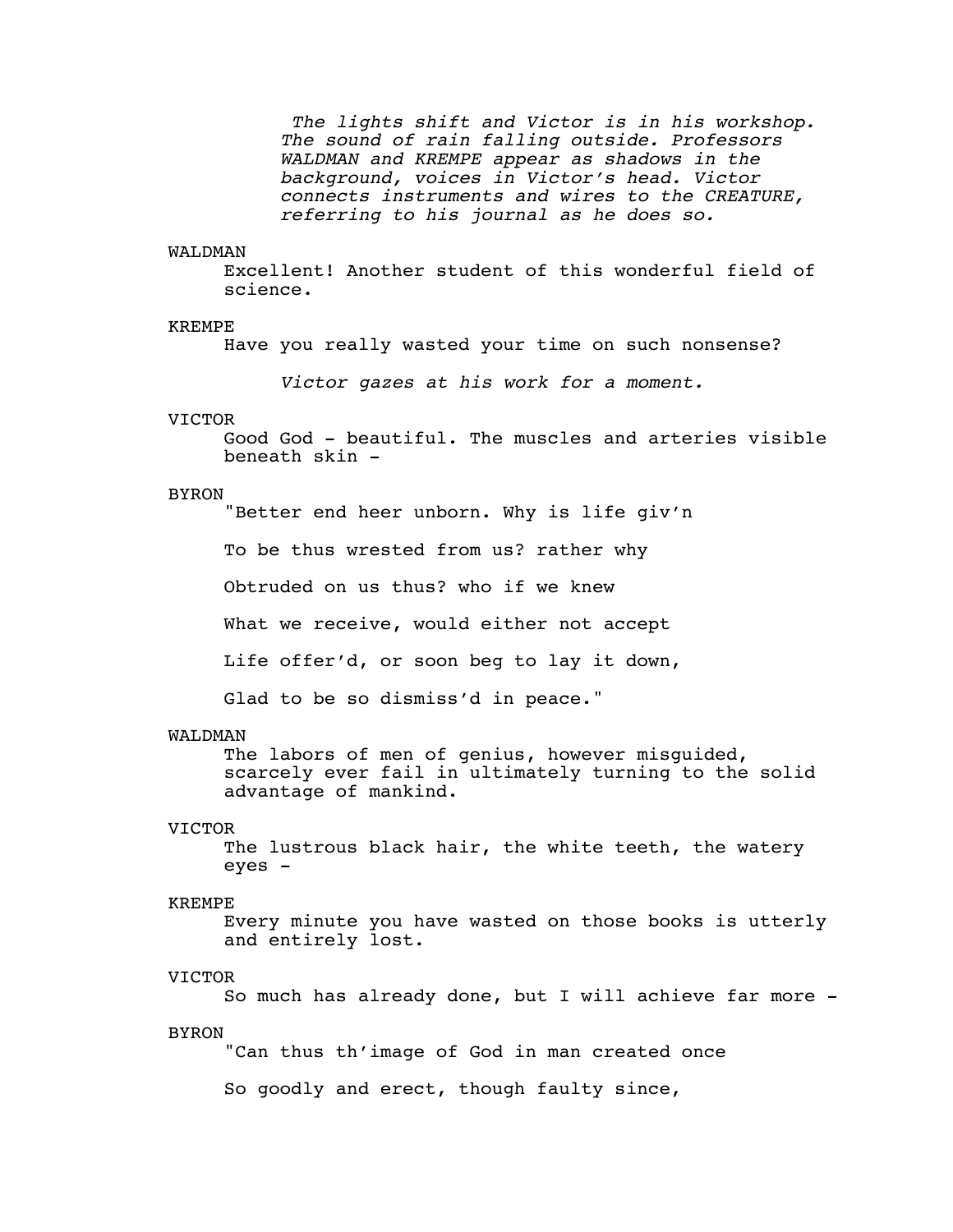*The lights shift and Victor is in his workshop. The sound of rain falling outside. Professors WALDMAN and KREMPE appear as shadows in the background, voices in Victor's head. Victor connects instruments and wires to the CREATURE, referring to his journal as he does so.*

WALDMAN
Excellent! Another student of this wonderful field of science.

KREMPE
Have you really wasted your time on such nonsense?

*Victor gazes at his work for a moment.*

VICTOR
Good God - beautiful. The muscles and arteries visible beneath skin -

BYRON
"Better end heer unborn. Why is life giv'n

To be thus wrested from us? rather why

Obtruded on us thus? who if we knew

What we receive, would either not accept

Life offer'd, or soon beg to lay it down,

Glad to be so dismiss'd in peace."

WALDMAN
The labors of men of genius, however misguided, scarcely ever fail in ultimately turning to the solid advantage of mankind.

VICTOR
The lustrous black hair, the white teeth, the watery eyes -

KREMPE
Every minute you have wasted on those books is utterly and entirely lost.

VICTOR
So much has already done, but I will achieve far more -

BYRON
"Can thus th'image of God in man created once

So goodly and erect, though faulty since,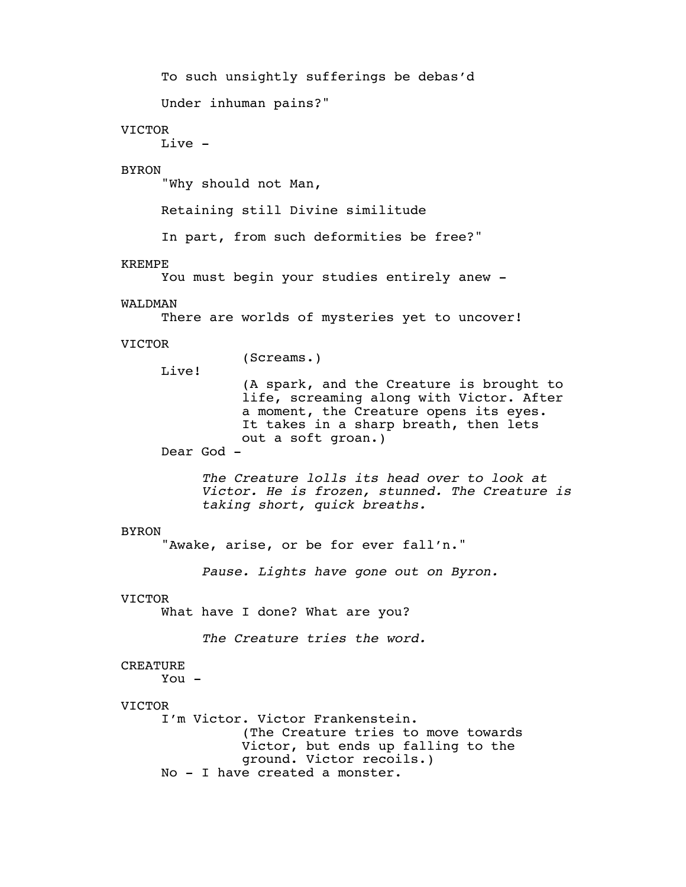To such unsightly sufferings be debas'd

Under inhuman pains?"

VICTOR
Live -

BYRON
"Why should not Man,

Retaining still Divine similitude

In part, from such deformities be free?"

KREMPE
You must begin your studies entirely anew -

WALDMAN
There are worlds of mysteries yet to uncover!

VICTOR
(Screams.)
Live!
(A spark, and the Creature is brought to life, screaming along with Victor. After a moment, the Creature opens its eyes. It takes in a sharp breath, then lets out a soft groan.)
Dear God -

*The Creature lolls its head over to look at Victor. He is frozen, stunned. The Creature is taking short, quick breaths.*

BYRON
"Awake, arise, or be for ever fall'n."

*Pause. Lights have gone out on Byron.*

VICTOR
What have I done? What are you?

*The Creature tries the word.*

CREATURE
You -

VICTOR
I'm Victor. Victor Frankenstein.
(The Creature tries to move towards Victor, but ends up falling to the ground. Victor recoils.)
No - I have created a monster.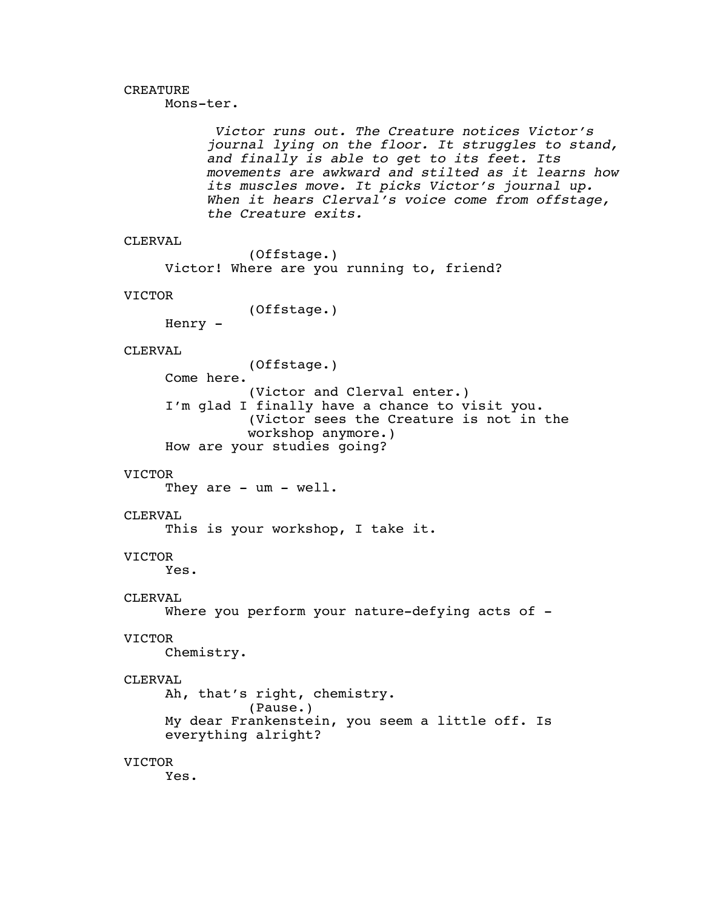CREATURE

Mons-ter.

*Victor runs out. The Creature notices Victor's journal lying on the floor. It struggles to stand, and finally is able to get to its feet. Its movements are awkward and stilted as it learns how its muscles move. It picks Victor's journal up. When it hears Clerval's voice come from offstage, the Creature exits.*

CLERVAL

(Offstage.)

Victor! Where are you running to, friend?

VICTOR

(Offstage.)

Henry -

CLERVAL

(Offstage.)

Come here.

(Victor and Clerval enter.)

I'm glad I finally have a chance to visit you.

(Victor sees the Creature is not in the workshop anymore.)

How are your studies going?

VICTOR

They are - um - well.

CLERVAL

This is your workshop, I take it.

VICTOR

Yes.

CLERVAL

Where you perform your nature-defying acts of -

VICTOR

Chemistry.

CLERVAL

Ah, that's right, chemistry.

(Pause.)

My dear Frankenstein, you seem a little off. Is everything alright?

VICTOR

Yes.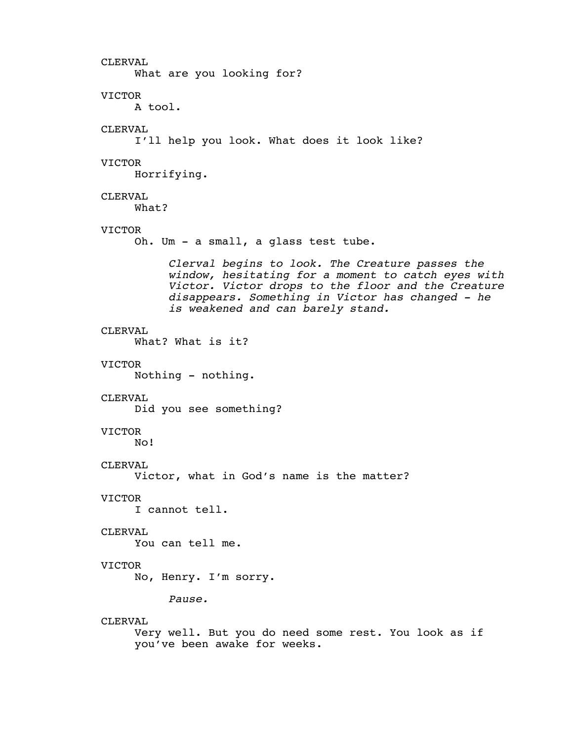CLERVAL
What are you looking for?

VICTOR
A tool.

CLERVAL
I'll help you look. What does it look like?

VICTOR
Horrifying.

CLERVAL
What?

VICTOR
Oh. Um - a small, a glass test tube.

*Clerval begins to look. The Creature passes the window, hesitating for a moment to catch eyes with Victor. Victor drops to the floor and the Creature disappears. Something in Victor has changed - he is weakened and can barely stand.*

CLERVAL
What? What is it?

VICTOR
Nothing - nothing.

CLERVAL
Did you see something?

VICTOR
No!

CLERVAL
Victor, what in God's name is the matter?

VICTOR
I cannot tell.

CLERVAL
You can tell me.

VICTOR
No, Henry. I'm sorry.

*Pause.*

CLERVAL
Very well. But you do need some rest. You look as if you've been awake for weeks.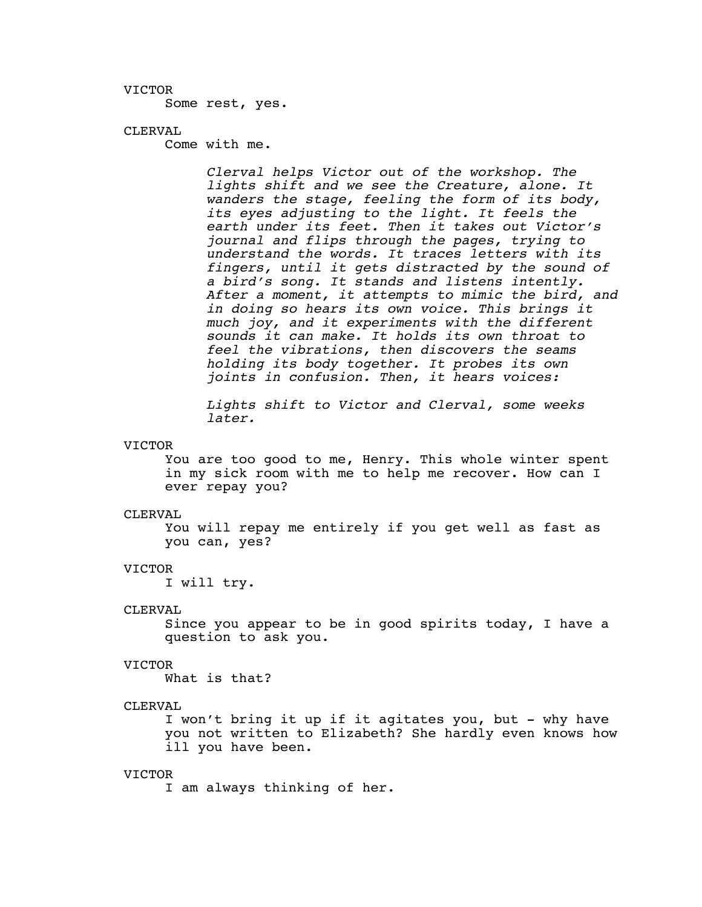VICTOR

Some rest, yes.

CLERVAL

Come with me.

*Clerval helps Victor out of the workshop. The lights shift and we see the Creature, alone. It wanders the stage, feeling the form of its body, its eyes adjusting to the light. It feels the earth under its feet. Then it takes out Victor's journal and flips through the pages, trying to understand the words. It traces letters with its fingers, until it gets distracted by the sound of a bird's song. It stands and listens intently. After a moment, it attempts to mimic the bird, and in doing so hears its own voice. This brings it much joy, and it experiments with the different sounds it can make. It holds its own throat to feel the vibrations, then discovers the seams holding its body together. It probes its own joints in confusion. Then, it hears voices:*

*Lights shift to Victor and Clerval, some weeks later.*

VICTOR

You are too good to me, Henry. This whole winter spent in my sick room with me to help me recover. How can I ever repay you?

CLERVAL

You will repay me entirely if you get well as fast as you can, yes?

VICTOR

I will try.

CLERVAL

Since you appear to be in good spirits today, I have a question to ask you.

VICTOR

What is that?

CLERVAL

I won't bring it up if it agitates you, but - why have you not written to Elizabeth? She hardly even knows how ill you have been.

VICTOR

I am always thinking of her.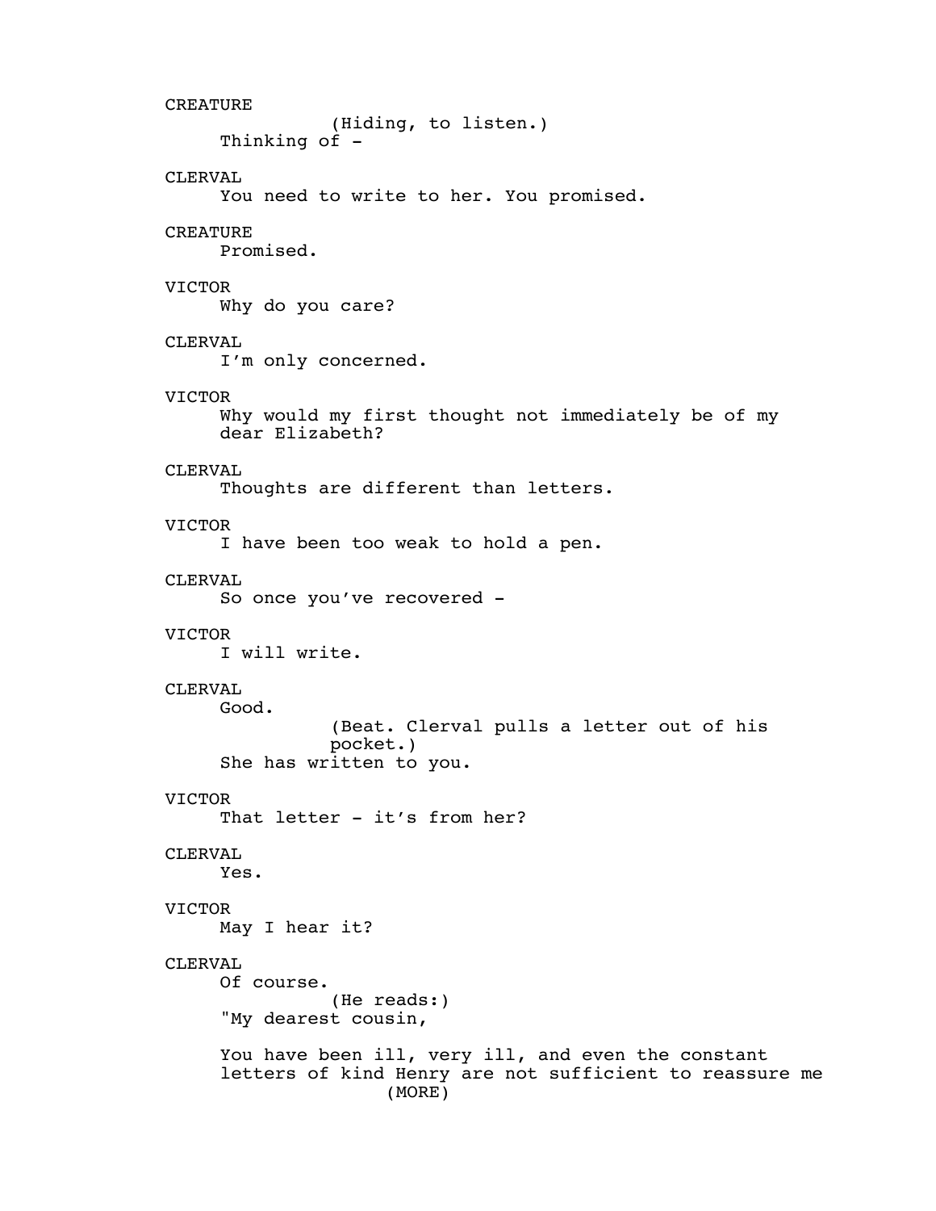CREATURE
(Hiding, to listen.)
Thinking of -

CLERVAL
You need to write to her. You promised.

CREATURE
Promised.

VICTOR
Why do you care?

CLERVAL
I'm only concerned.

VICTOR
Why would my first thought not immediately be of my dear Elizabeth?

CLERVAL
Thoughts are different than letters.

VICTOR
I have been too weak to hold a pen.

CLERVAL
So once you've recovered -

VICTOR
I will write.

CLERVAL
Good.
(Beat. Clerval pulls a letter out of his pocket.)
She has written to you.

VICTOR
That letter - it's from her?

CLERVAL
Yes.

VICTOR
May I hear it?

CLERVAL
Of course.
(He reads:)
"My dearest cousin,

You have been ill, very ill, and even the constant letters of kind Henry are not sufficient to reassure me
(MORE)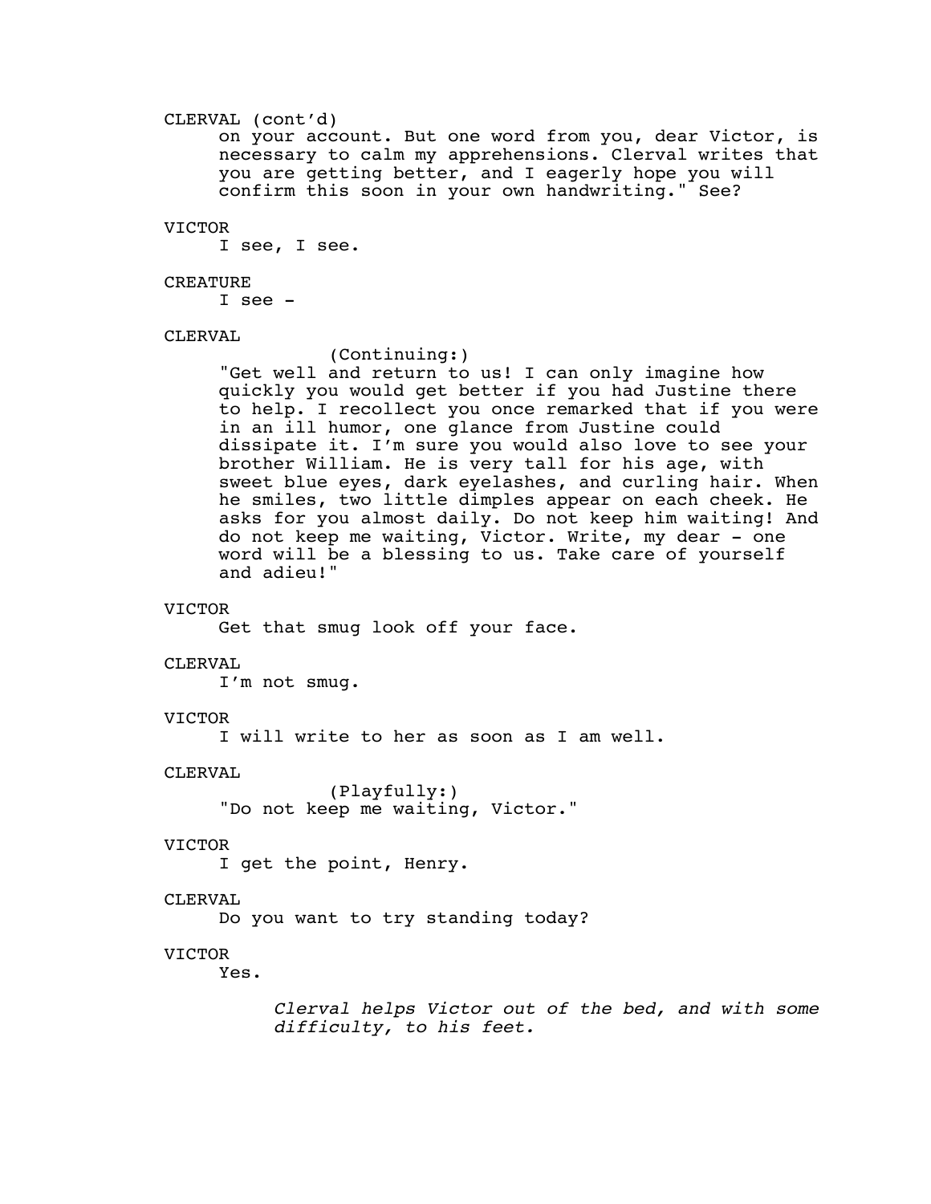CLERVAL (cont'd)

on your account. But one word from you, dear Victor, is necessary to calm my apprehensions. Clerval writes that you are getting better, and I eagerly hope you will confirm this soon in your own handwriting." See?

VICTOR

I see, I see.

CREATURE

I see -

CLERVAL

(Continuing:)

"Get well and return to us! I can only imagine how quickly you would get better if you had Justine there to help. I recollect you once remarked that if you were in an ill humor, one glance from Justine could dissipate it. I'm sure you would also love to see your brother William. He is very tall for his age, with sweet blue eyes, dark eyelashes, and curling hair. When he smiles, two little dimples appear on each cheek. He asks for you almost daily. Do not keep him waiting! And do not keep me waiting, Victor. Write, my dear - one word will be a blessing to us. Take care of yourself and adieu!"

VICTOR

Get that smug look off your face.

CLERVAL

I'm not smug.

VICTOR

I will write to her as soon as I am well.

CLERVAL

(Playfully:)

"Do not keep me waiting, Victor."

VICTOR

I get the point, Henry.

CLERVAL

Do you want to try standing today?

VICTOR

Yes.

*Clerval helps Victor out of the bed, and with some difficulty, to his feet.*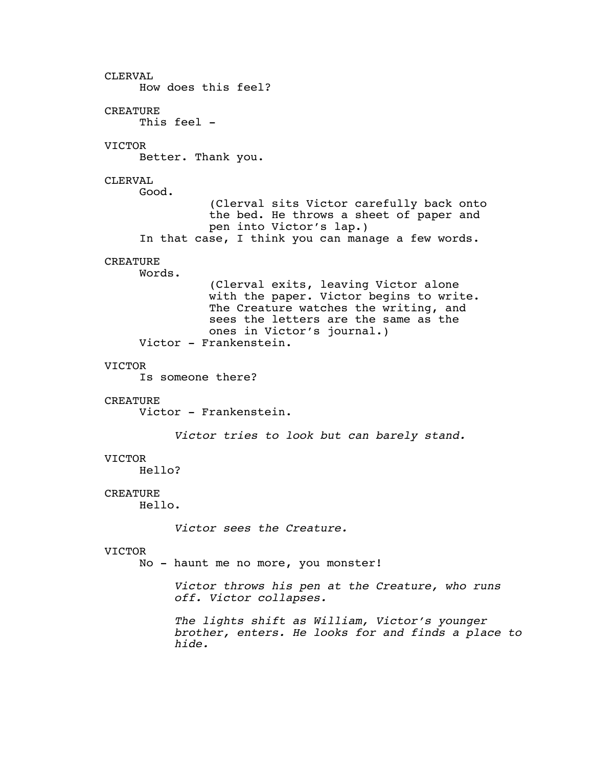CLERVAL
How does this feel?

CREATURE
This feel -

VICTOR
Better. Thank you.

CLERVAL
Good.

(Clerval sits Victor carefully back onto the bed. He throws a sheet of paper and pen into Victor's lap.)

In that case, I think you can manage a few words.

CREATURE
Words.

(Clerval exits, leaving Victor alone with the paper. Victor begins to write. The Creature watches the writing, and sees the letters are the same as the ones in Victor's journal.)

Victor - Frankenstein.

VICTOR
Is someone there?

CREATURE
Victor - Frankenstein.

*Victor tries to look but can barely stand.*

VICTOR
Hello?

CREATURE
Hello.

*Victor sees the Creature.*

VICTOR
No - haunt me no more, you monster!

*Victor throws his pen at the Creature, who runs off. Victor collapses.*

*The lights shift as William, Victor's younger brother, enters. He looks for and finds a place to hide.*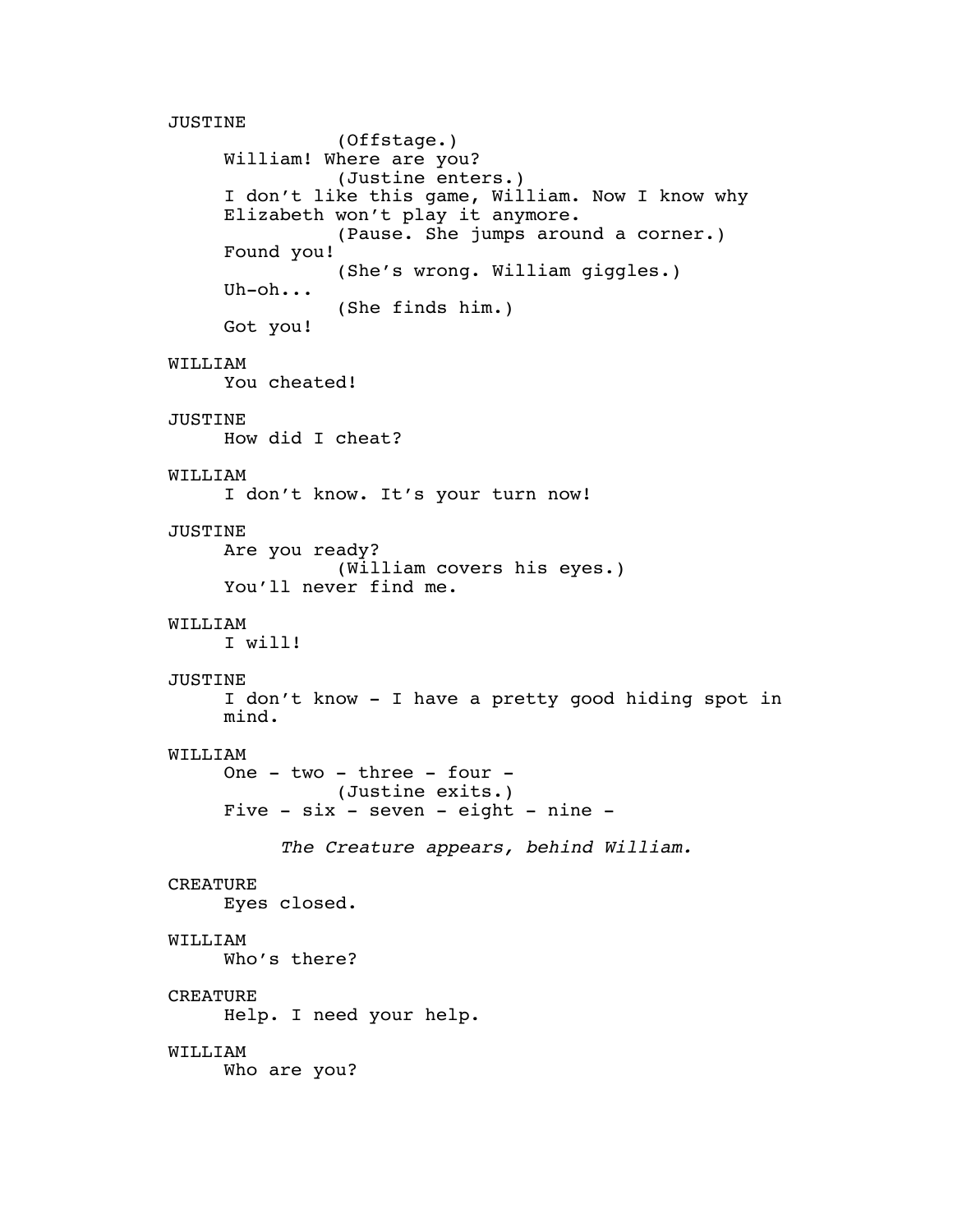JUSTINE

(Offstage.)

William! Where are you?

(Justine enters.)

I don't like this game, William. Now I know why Elizabeth won't play it anymore.

(Pause. She jumps around a corner.)

Found you!

(She's wrong. William giggles.)

Uh-oh...

(She finds him.)

Got you!

WILLIAM

You cheated!

JUSTINE

How did I cheat?

WILLIAM

I don't know. It's your turn now!

JUSTINE

Are you ready?

(William covers his eyes.)

You'll never find me.

WILLIAM

I will!

JUSTINE

I don't know - I have a pretty good hiding spot in mind.

WILLIAM

One - two - three - four -

(Justine exits.)

Five - six - seven - eight - nine -

*The Creature appears, behind William.*

CREATURE

Eyes closed.

WILLIAM

Who's there?

CREATURE

Help. I need your help.

WILLIAM

Who are you?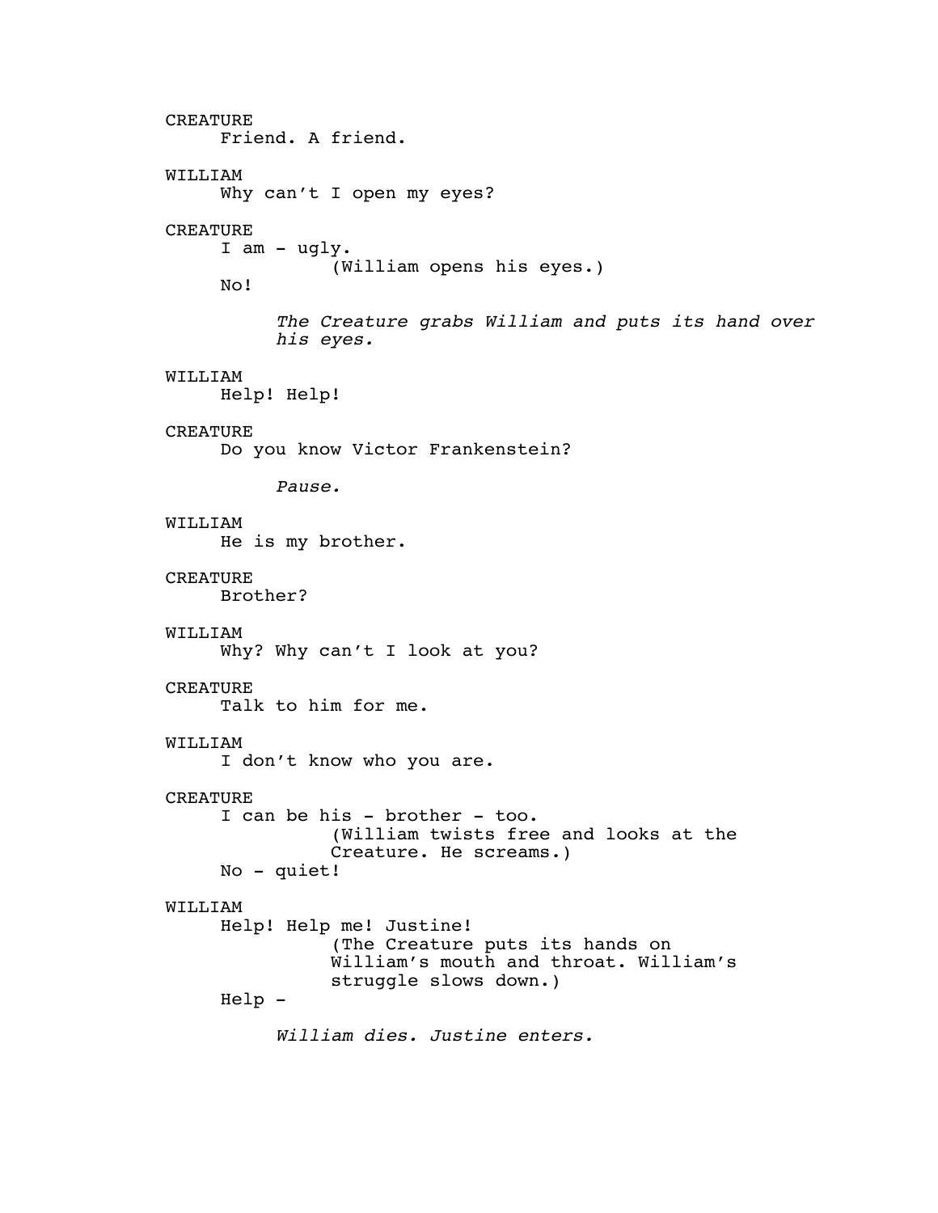CREATURE
Friend. A friend.

WILLIAM
Why can't I open my eyes?

CREATURE
I am - ugly.
(William opens his eyes.)
No!

*The Creature grabs William and puts its hand over his eyes.*

WILLIAM
Help! Help!

CREATURE
Do you know Victor Frankenstein?

*Pause.*

WILLIAM
He is my brother.

CREATURE
Brother?

WILLIAM
Why? Why can't I look at you?

CREATURE
Talk to him for me.

WILLIAM
I don't know who you are.

CREATURE
I can be his - brother - too.
(William twists free and looks at the Creature. He screams.)
No - quiet!

WILLIAM
Help! Help me! Justine!
(The Creature puts its hands on William's mouth and throat. William's struggle slows down.)
Help -

*William dies. Justine enters.*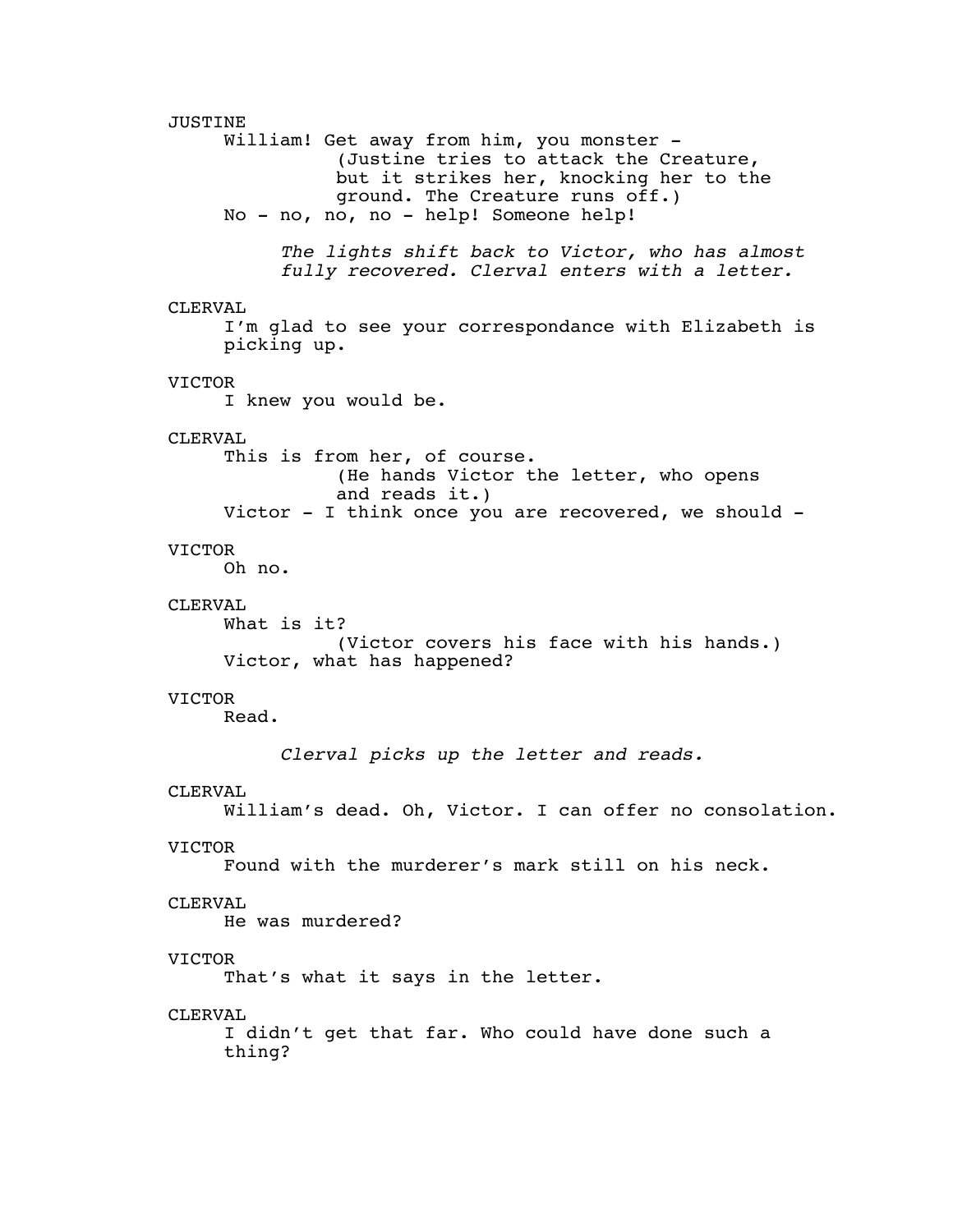JUSTINE

William! Get away from him, you monster -

(Justine tries to attack the Creature, but it strikes her, knocking her to the ground. The Creature runs off.)

No - no, no, no - help! Someone help!

*The lights shift back to Victor, who has almost fully recovered. Clerval enters with a letter.*

CLERVAL

I'm glad to see your correspondance with Elizabeth is picking up.

VICTOR

I knew you would be.

CLERVAL

This is from her, of course.

(He hands Victor the letter, who opens and reads it.)

Victor - I think once you are recovered, we should -

VICTOR

Oh no.

CLERVAL

What is it?

(Victor covers his face with his hands.)

Victor, what has happened?

VICTOR

Read.

*Clerval picks up the letter and reads.*

CLERVAL

William's dead. Oh, Victor. I can offer no consolation.

VICTOR

Found with the murderer's mark still on his neck.

CLERVAL

He was murdered?

VICTOR

That's what it says in the letter.

CLERVAL

I didn't get that far. Who could have done such a thing?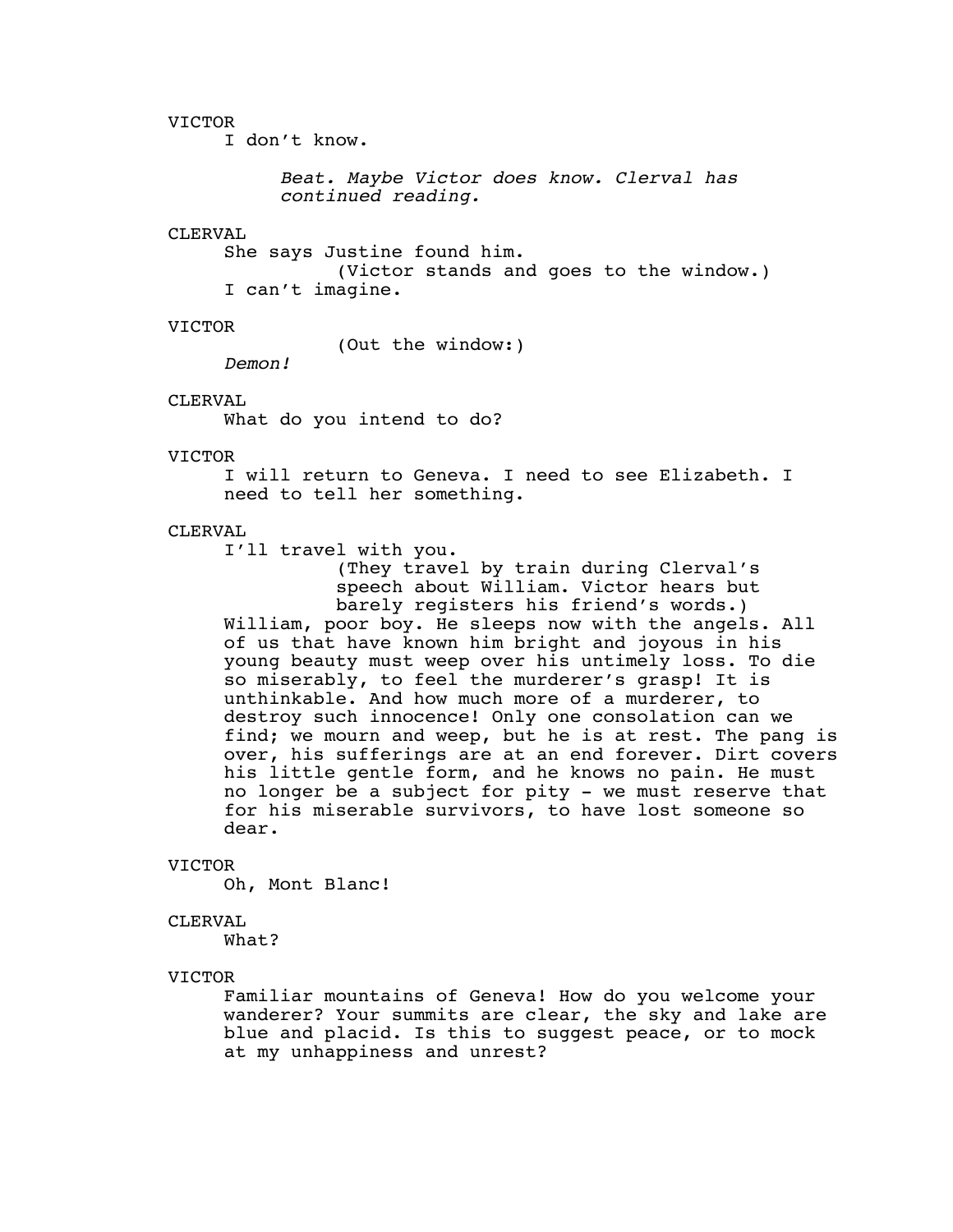VICTOR

I don't know.

*Beat. Maybe Victor does know. Clerval has continued reading.*

CLERVAL

She says Justine found him.

(Victor stands and goes to the window.)

I can't imagine.

VICTOR

(Out the window:)

*Demon!*

CLERVAL

What do you intend to do?

VICTOR

I will return to Geneva. I need to see Elizabeth. I need to tell her something.

CLERVAL

I'll travel with you.

(They travel by train during Clerval's speech about William. Victor hears but barely registers his friend's words.)

William, poor boy. He sleeps now with the angels. All of us that have known him bright and joyous in his young beauty must weep over his untimely loss. To die so miserably, to feel the murderer's grasp! It is unthinkable. And how much more of a murderer, to destroy such innocence! Only one consolation can we find; we mourn and weep, but he is at rest. The pang is over, his sufferings are at an end forever. Dirt covers his little gentle form, and he knows no pain. He must no longer be a subject for pity - we must reserve that for his miserable survivors, to have lost someone so dear.

VICTOR

Oh, Mont Blanc!

CLERVAL

What?

VICTOR

Familiar mountains of Geneva! How do you welcome your wanderer? Your summits are clear, the sky and lake are blue and placid. Is this to suggest peace, or to mock at my unhappiness and unrest?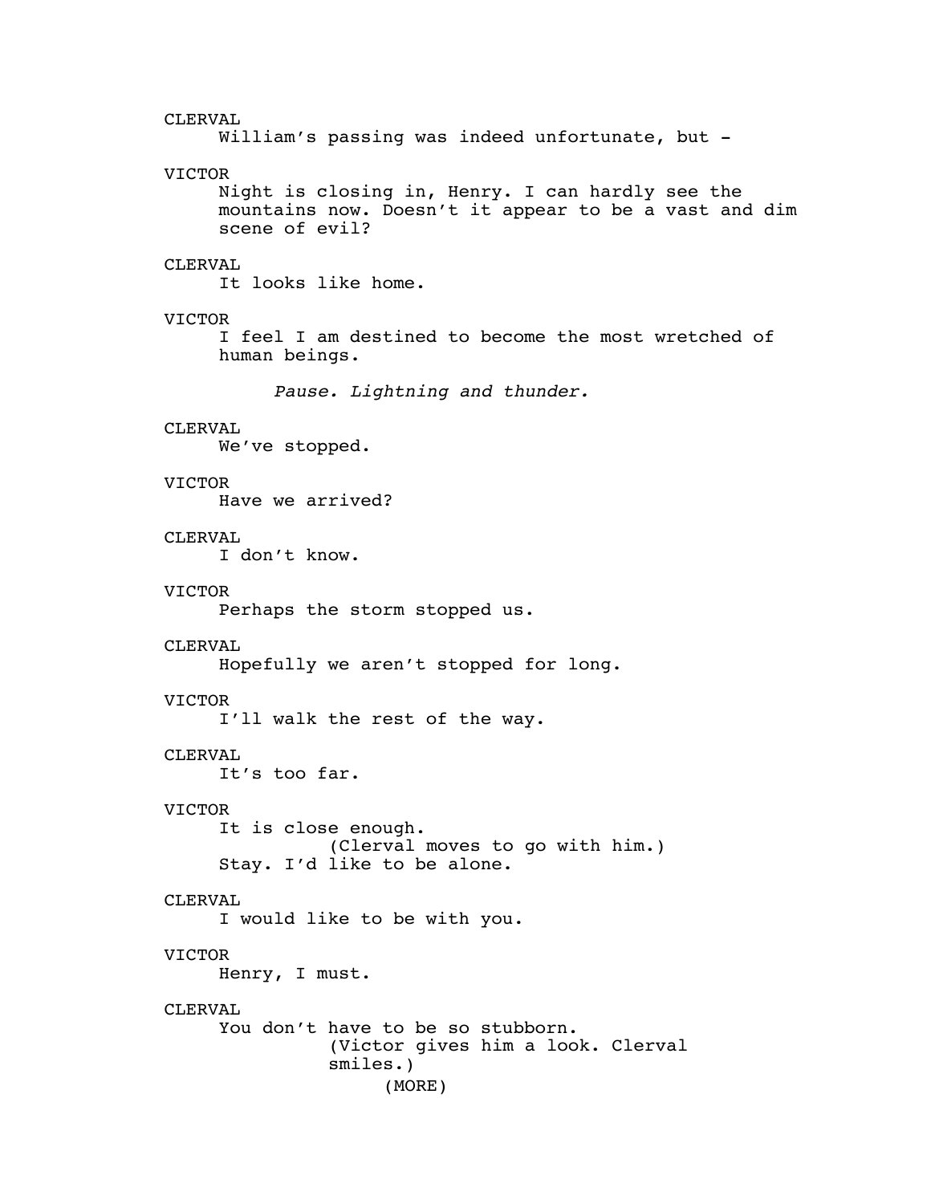CLERVAL
William's passing was indeed unfortunate, but -

VICTOR
Night is closing in, Henry. I can hardly see the mountains now. Doesn't it appear to be a vast and dim scene of evil?

CLERVAL
It looks like home.

VICTOR
I feel I am destined to become the most wretched of human beings.

*Pause. Lightning and thunder.*

CLERVAL
We've stopped.

VICTOR
Have we arrived?

CLERVAL
I don't know.

VICTOR
Perhaps the storm stopped us.

CLERVAL
Hopefully we aren't stopped for long.

VICTOR
I'll walk the rest of the way.

CLERVAL
It's too far.

VICTOR
It is close enough.
(Clerval moves to go with him.)
Stay. I'd like to be alone.

CLERVAL
I would like to be with you.

VICTOR
Henry, I must.

CLERVAL
You don't have to be so stubborn.
(Victor gives him a look. Clerval smiles.)
(MORE)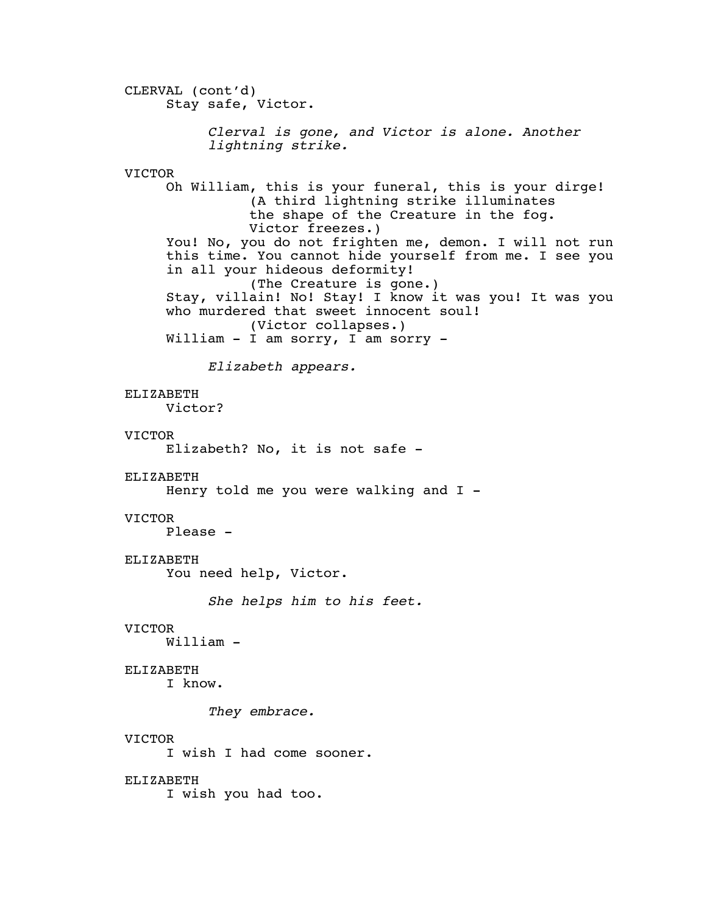CLERVAL (cont'd)
Stay safe, Victor.

*Clerval is gone, and Victor is alone. Another lightning strike.*

VICTOR
Oh William, this is your funeral, this is your dirge!
(A third lightning strike illuminates the shape of the Creature in the fog. Victor freezes.)
You! No, you do not frighten me, demon. I will not run this time. You cannot hide yourself from me. I see you in all your hideous deformity!
(The Creature is gone.)
Stay, villain! No! Stay! I know it was you! It was you who murdered that sweet innocent soul!
(Victor collapses.)
William - I am sorry, I am sorry -

*Elizabeth appears.*

ELIZABETH
Victor?

VICTOR
Elizabeth? No, it is not safe -

ELIZABETH
Henry told me you were walking and I -

VICTOR
Please -

ELIZABETH
You need help, Victor.

*She helps him to his feet.*

VICTOR
William -

ELIZABETH
I know.

*They embrace.*

VICTOR
I wish I had come sooner.

ELIZABETH
I wish you had too.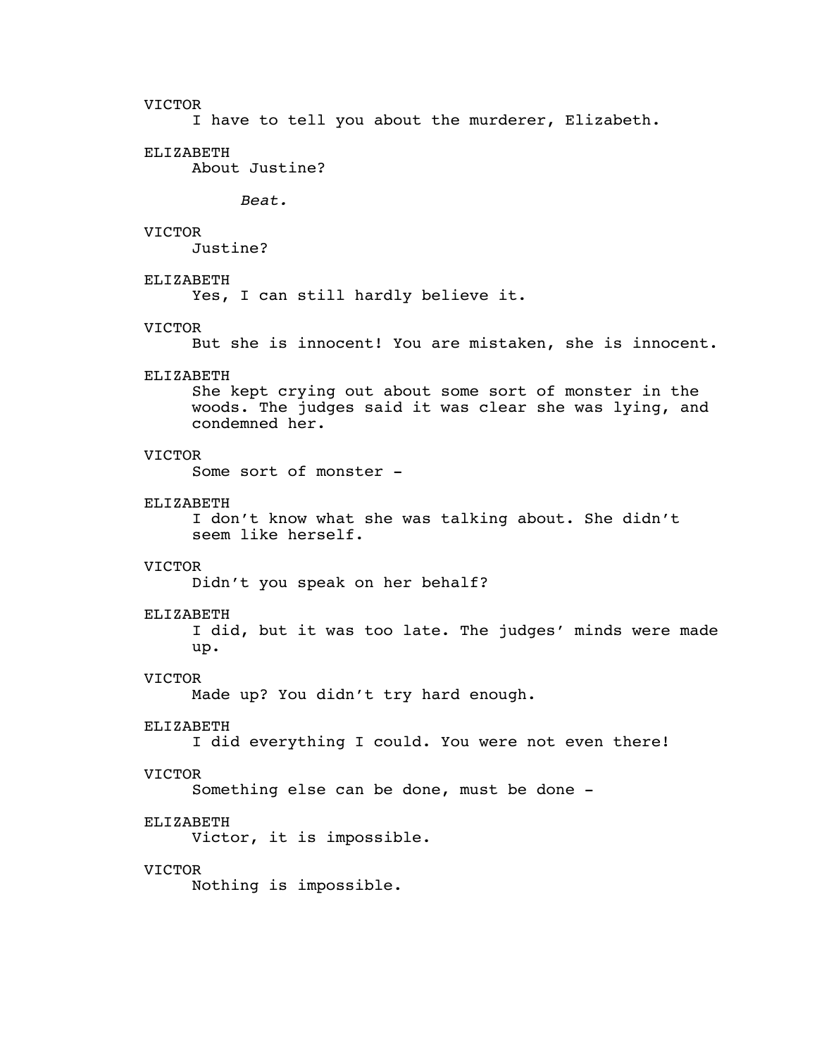VICTOR
I have to tell you about the murderer, Elizabeth.

ELIZABETH
About Justine?

*Beat.*

VICTOR
Justine?

ELIZABETH
Yes, I can still hardly believe it.

VICTOR
But she is innocent! You are mistaken, she is innocent.

ELIZABETH
She kept crying out about some sort of monster in the woods. The judges said it was clear she was lying, and condemned her.

VICTOR
Some sort of monster -

ELIZABETH
I don't know what she was talking about. She didn't seem like herself.

VICTOR
Didn't you speak on her behalf?

ELIZABETH
I did, but it was too late. The judges' minds were made up.

VICTOR
Made up? You didn't try hard enough.

ELIZABETH
I did everything I could. You were not even there!

VICTOR
Something else can be done, must be done -

ELIZABETH
Victor, it is impossible.

VICTOR
Nothing is impossible.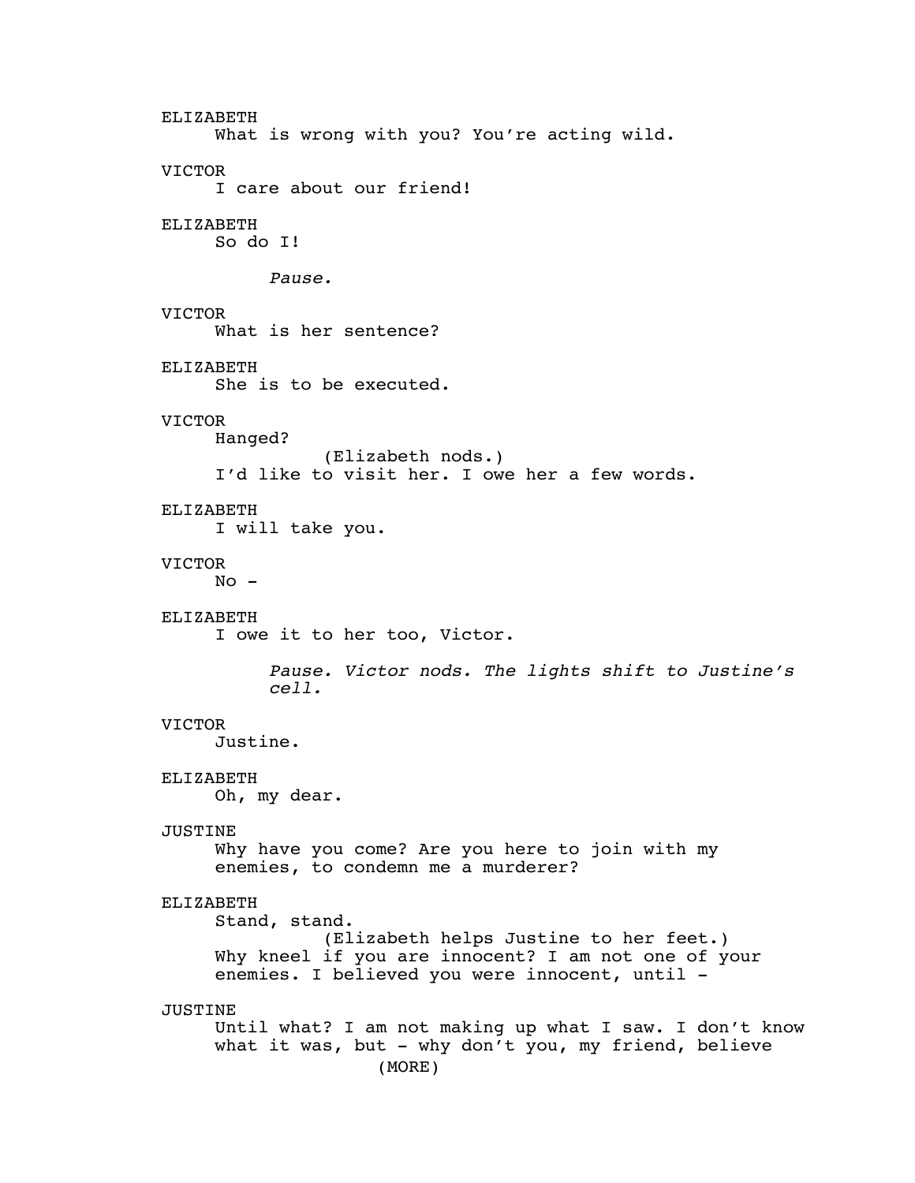ELIZABETH
What is wrong with you? You're acting wild.

VICTOR
I care about our friend!

ELIZABETH
So do I!

*Pause.*

VICTOR
What is her sentence?

ELIZABETH
She is to be executed.

VICTOR
Hanged?
(Elizabeth nods.)
I'd like to visit her. I owe her a few words.

ELIZABETH
I will take you.

VICTOR
No -

ELIZABETH
I owe it to her too, Victor.

*Pause. Victor nods. The lights shift to Justine's cell.*

VICTOR
Justine.

ELIZABETH
Oh, my dear.

JUSTINE
Why have you come? Are you here to join with my enemies, to condemn me a murderer?

ELIZABETH
Stand, stand.
(Elizabeth helps Justine to her feet.)
Why kneel if you are innocent? I am not one of your enemies. I believed you were innocent, until -

JUSTINE
Until what? I am not making up what I saw. I don't know what it was, but - why don't you, my friend, believe
(MORE)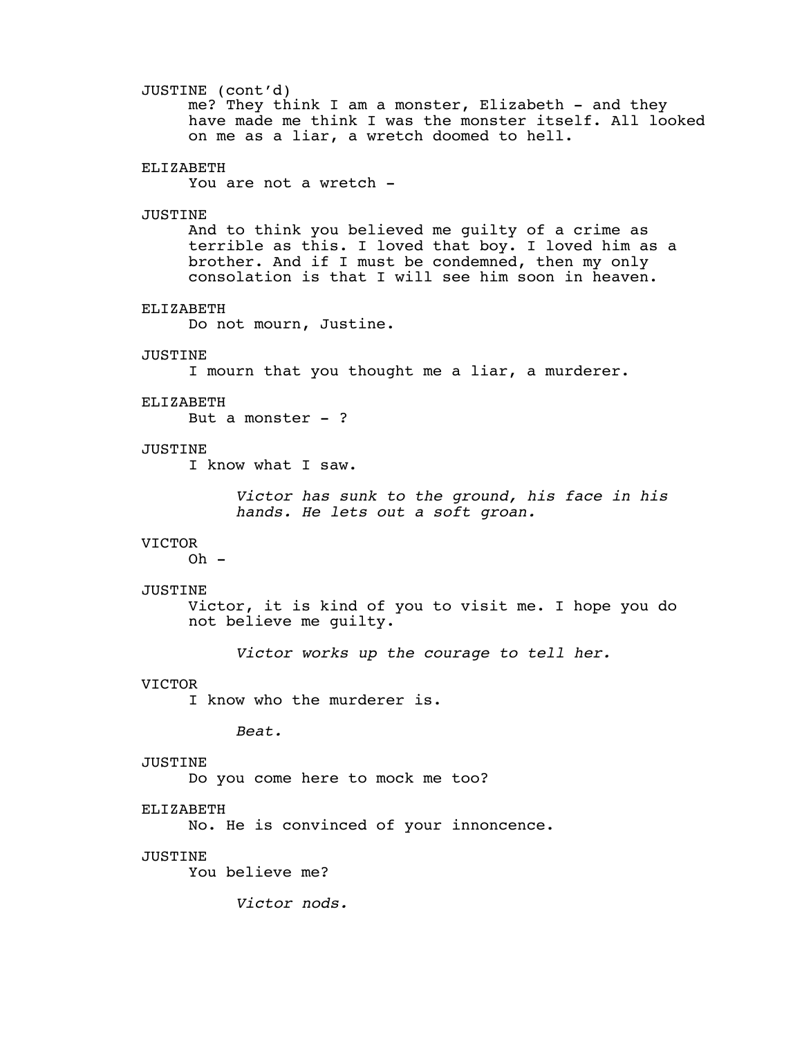JUSTINE (cont'd)
me? They think I am a monster, Elizabeth - and they have made me think I was the monster itself. All looked on me as a liar, a wretch doomed to hell.

ELIZABETH
You are not a wretch -

JUSTINE
And to think you believed me guilty of a crime as terrible as this. I loved that boy. I loved him as a brother. And if I must be condemned, then my only consolation is that I will see him soon in heaven.

ELIZABETH
Do not mourn, Justine.

JUSTINE
I mourn that you thought me a liar, a murderer.

ELIZABETH
But a monster - ?

JUSTINE
I know what I saw.

*Victor has sunk to the ground, his face in his hands. He lets out a soft groan.*

VICTOR
Oh -

JUSTINE
Victor, it is kind of you to visit me. I hope you do not believe me guilty.

*Victor works up the courage to tell her.*

VICTOR
I know who the murderer is.

*Beat.*

JUSTINE
Do you come here to mock me too?

ELIZABETH
No. He is convinced of your innoncence.

JUSTINE
You believe me?

*Victor nods.*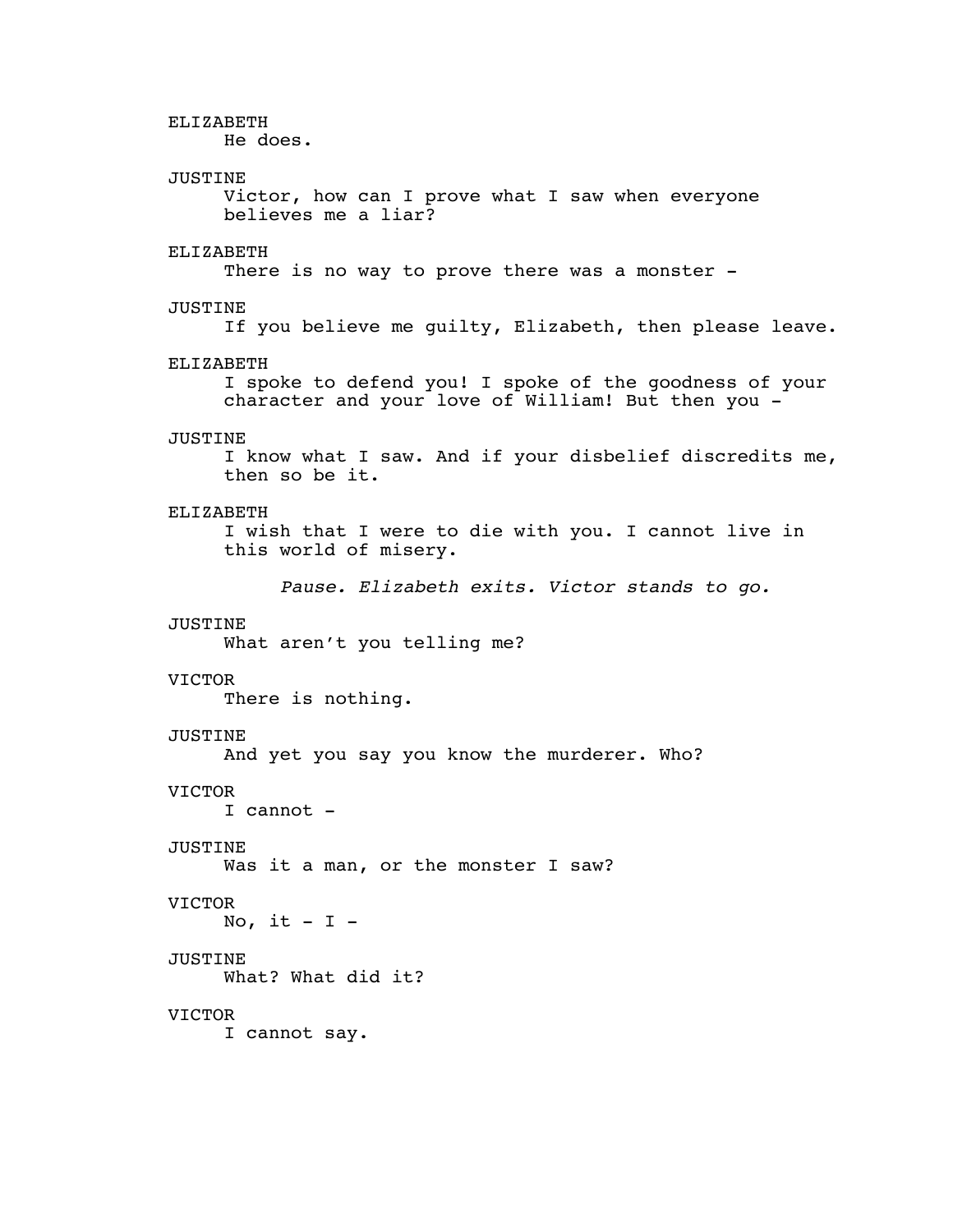ELIZABETH
He does.

JUSTINE
Victor, how can I prove what I saw when everyone believes me a liar?

ELIZABETH
There is no way to prove there was a monster -

JUSTINE
If you believe me guilty, Elizabeth, then please leave.

ELIZABETH
I spoke to defend you! I spoke of the goodness of your character and your love of William! But then you -

JUSTINE
I know what I saw. And if your disbelief discredits me, then so be it.

ELIZABETH
I wish that I were to die with you. I cannot live in this world of misery.

*Pause. Elizabeth exits. Victor stands to go.*

JUSTINE
What aren't you telling me?

VICTOR
There is nothing.

JUSTINE
And yet you say you know the murderer. Who?

VICTOR
I cannot -

JUSTINE
Was it a man, or the monster I saw?

VICTOR
No, it - I -

JUSTINE
What? What did it?

VICTOR
I cannot say.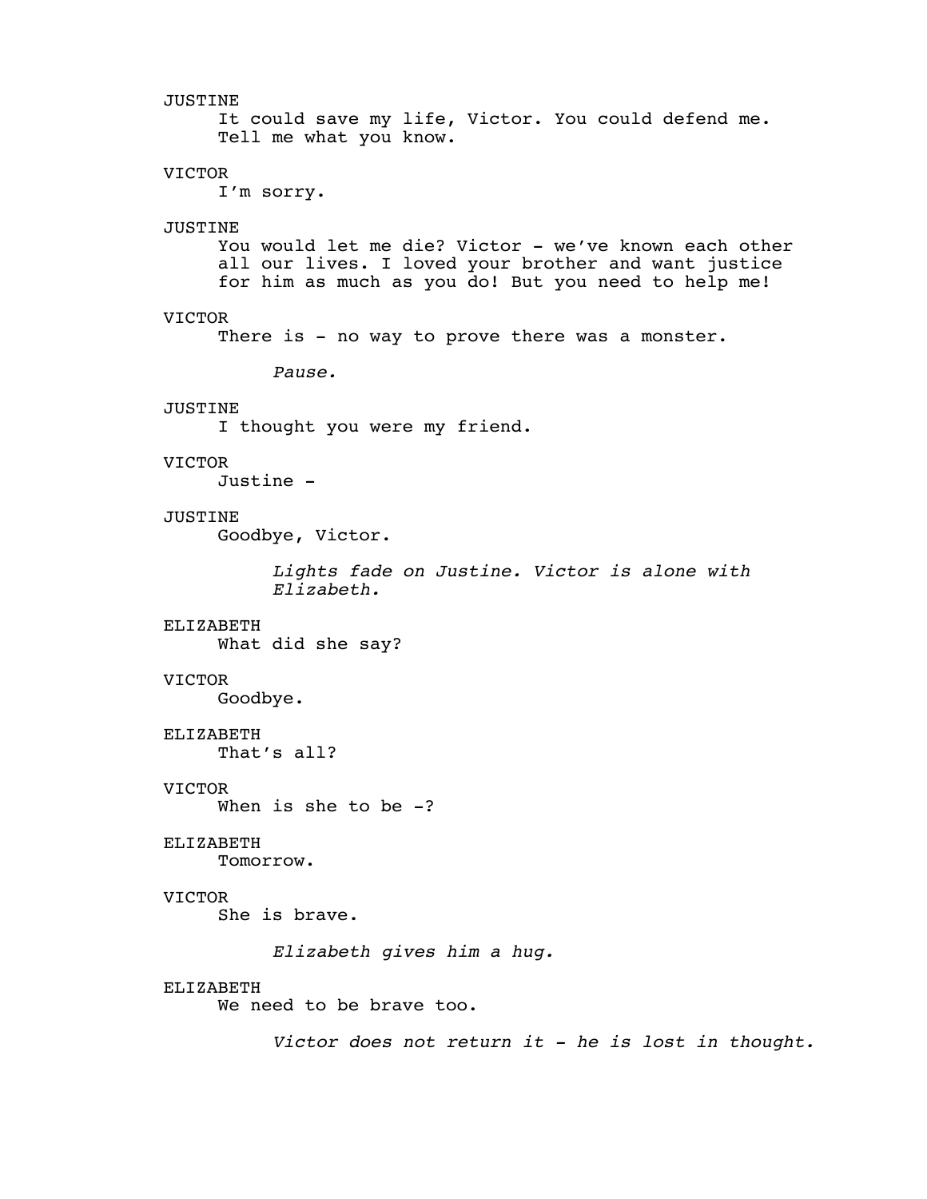JUSTINE

It could save my life, Victor. You could defend me. Tell me what you know.

VICTOR

I’m sorry.

JUSTINE

You would let me die? Victor - we’ve known each other all our lives. I loved your brother and want justice for him as much as you do! But you need to help me!

VICTOR

There is - no way to prove there was a monster.

*Pause.*

JUSTINE

I thought you were my friend.

VICTOR

Justine -

JUSTINE

Goodbye, Victor.

*Lights fade on Justine. Victor is alone with Elizabeth.*

ELIZABETH

What did she say?

VICTOR

Goodbye.

ELIZABETH

That’s all?

VICTOR

When is she to be -?

ELIZABETH

Tomorrow.

VICTOR

She is brave.

*Elizabeth gives him a hug.*

ELIZABETH

We need to be brave too.

*Victor does not return it - he is lost in thought.*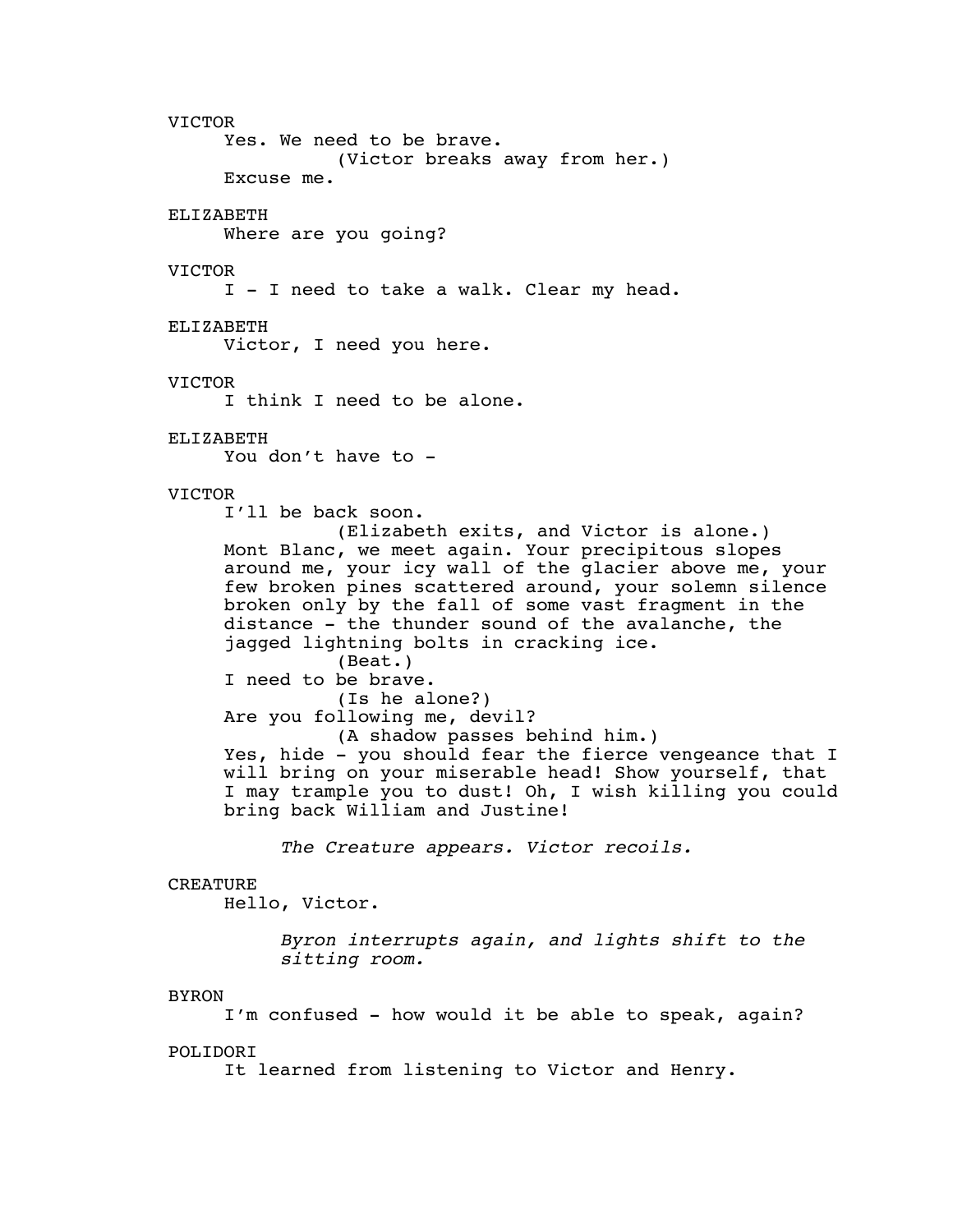VICTOR

Yes. We need to be brave.

(Victor breaks away from her.)

Excuse me.

ELIZABETH

Where are you going?

VICTOR

I - I need to take a walk. Clear my head.

ELIZABETH

Victor, I need you here.

VICTOR

I think I need to be alone.

ELIZABETH

You don't have to -

VICTOR

I'll be back soon.

(Elizabeth exits, and Victor is alone.)

Mont Blanc, we meet again. Your precipitous slopes around me, your icy wall of the glacier above me, your few broken pines scattered around, your solemn silence broken only by the fall of some vast fragment in the distance - the thunder sound of the avalanche, the jagged lightning bolts in cracking ice.

(Beat.)

I need to be brave.

(Is he alone?)

Are you following me, devil?

(A shadow passes behind him.)

Yes, hide - you should fear the fierce vengeance that I will bring on your miserable head! Show yourself, that I may trample you to dust! Oh, I wish killing you could bring back William and Justine!

*The Creature appears. Victor recoils.*

CREATURE

Hello, Victor.

*Byron interrupts again, and lights shift to the sitting room.*

BYRON

I'm confused - how would it be able to speak, again?

POLIDORI

It learned from listening to Victor and Henry.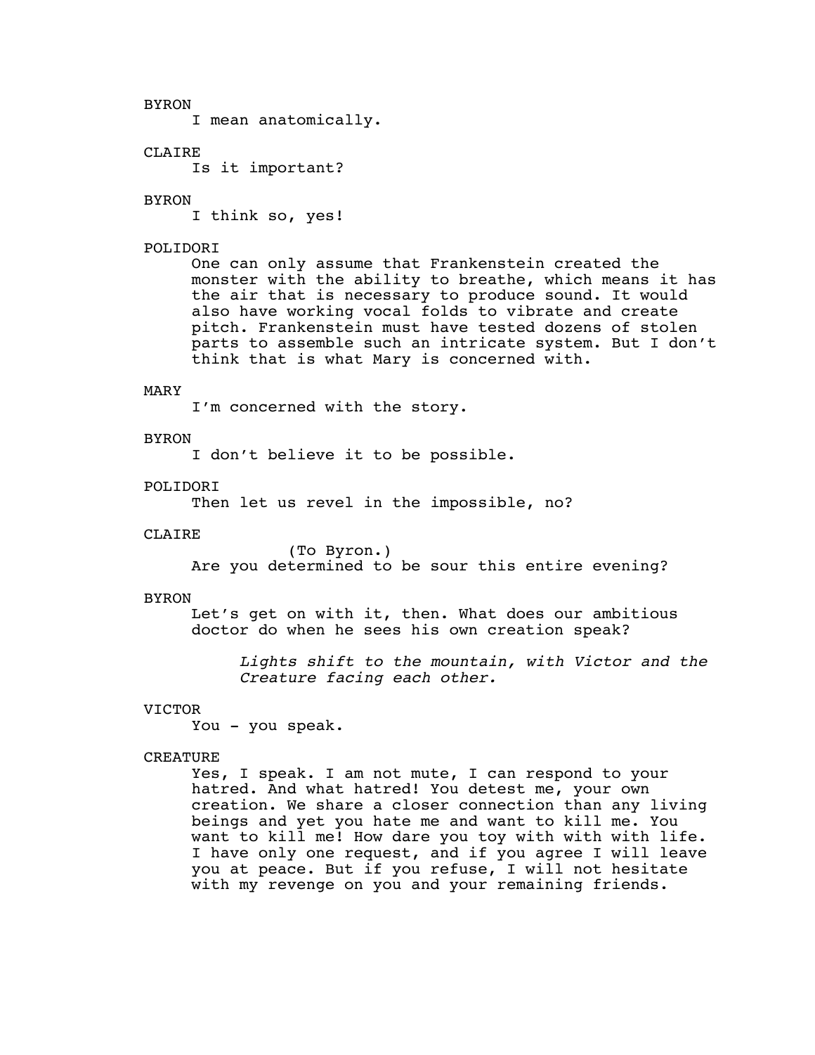BYRON

I mean anatomically.

CLAIRE

Is it important?

BYRON

I think so, yes!

POLIDORI

One can only assume that Frankenstein created the monster with the ability to breathe, which means it has the air that is necessary to produce sound. It would also have working vocal folds to vibrate and create pitch. Frankenstein must have tested dozens of stolen parts to assemble such an intricate system. But I don't think that is what Mary is concerned with.

MARY

I'm concerned with the story.

BYRON

I don't believe it to be possible.

POLIDORI

Then let us revel in the impossible, no?

CLAIRE

(To Byron.)

Are you determined to be sour this entire evening?

BYRON

Let's get on with it, then. What does our ambitious doctor do when he sees his own creation speak?

*Lights shift to the mountain, with Victor and the Creature facing each other.*

VICTOR

You - you speak.

CREATURE

Yes, I speak. I am not mute, I can respond to your hatred. And what hatred! You detest me, your own creation. We share a closer connection than any living beings and yet you hate me and want to kill me. You want to kill me! How dare you toy with with with life. I have only one request, and if you agree I will leave you at peace. But if you refuse, I will not hesitate with my revenge on you and your remaining friends.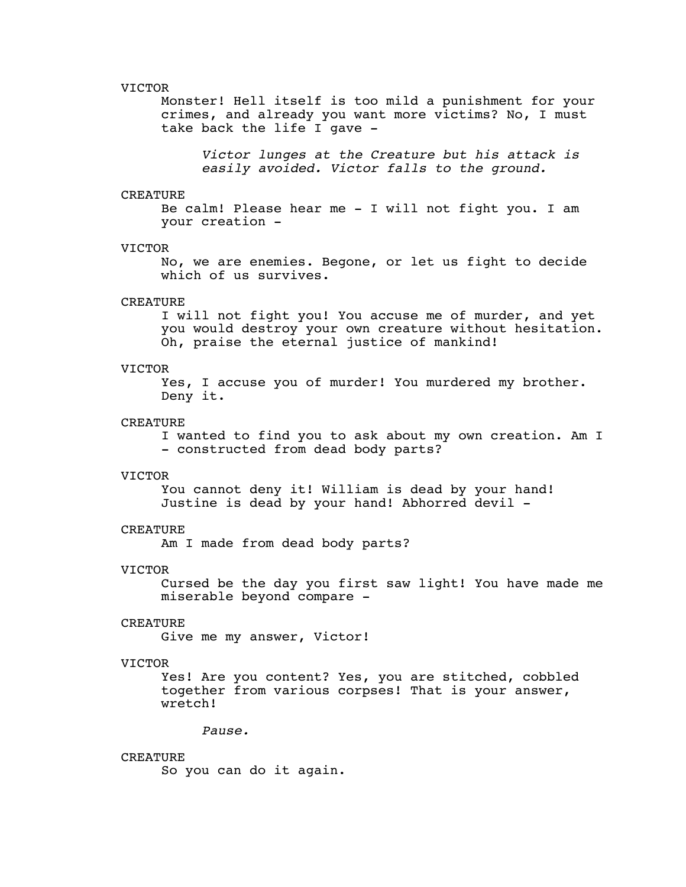VICTOR

Monster! Hell itself is too mild a punishment for your crimes, and already you want more victims? No, I must take back the life I gave -

*Victor lunges at the Creature but his attack is easily avoided. Victor falls to the ground.*

CREATURE

Be calm! Please hear me - I will not fight you. I am your creation -

VICTOR

No, we are enemies. Begone, or let us fight to decide which of us survives.

CREATURE

I will not fight you! You accuse me of murder, and yet you would destroy your own creature without hesitation. Oh, praise the eternal justice of mankind!

VICTOR

Yes, I accuse you of murder! You murdered my brother. Deny it.

CREATURE

I wanted to find you to ask about my own creation. Am I - constructed from dead body parts?

VICTOR

You cannot deny it! William is dead by your hand! Justine is dead by your hand! Abhorred devil -

CREATURE

Am I made from dead body parts?

VICTOR

Cursed be the day you first saw light! You have made me miserable beyond compare -

CREATURE

Give me my answer, Victor!

VICTOR

Yes! Are you content? Yes, you are stitched, cobbled together from various corpses! That is your answer, wretch!

*Pause.*

CREATURE

So you can do it again.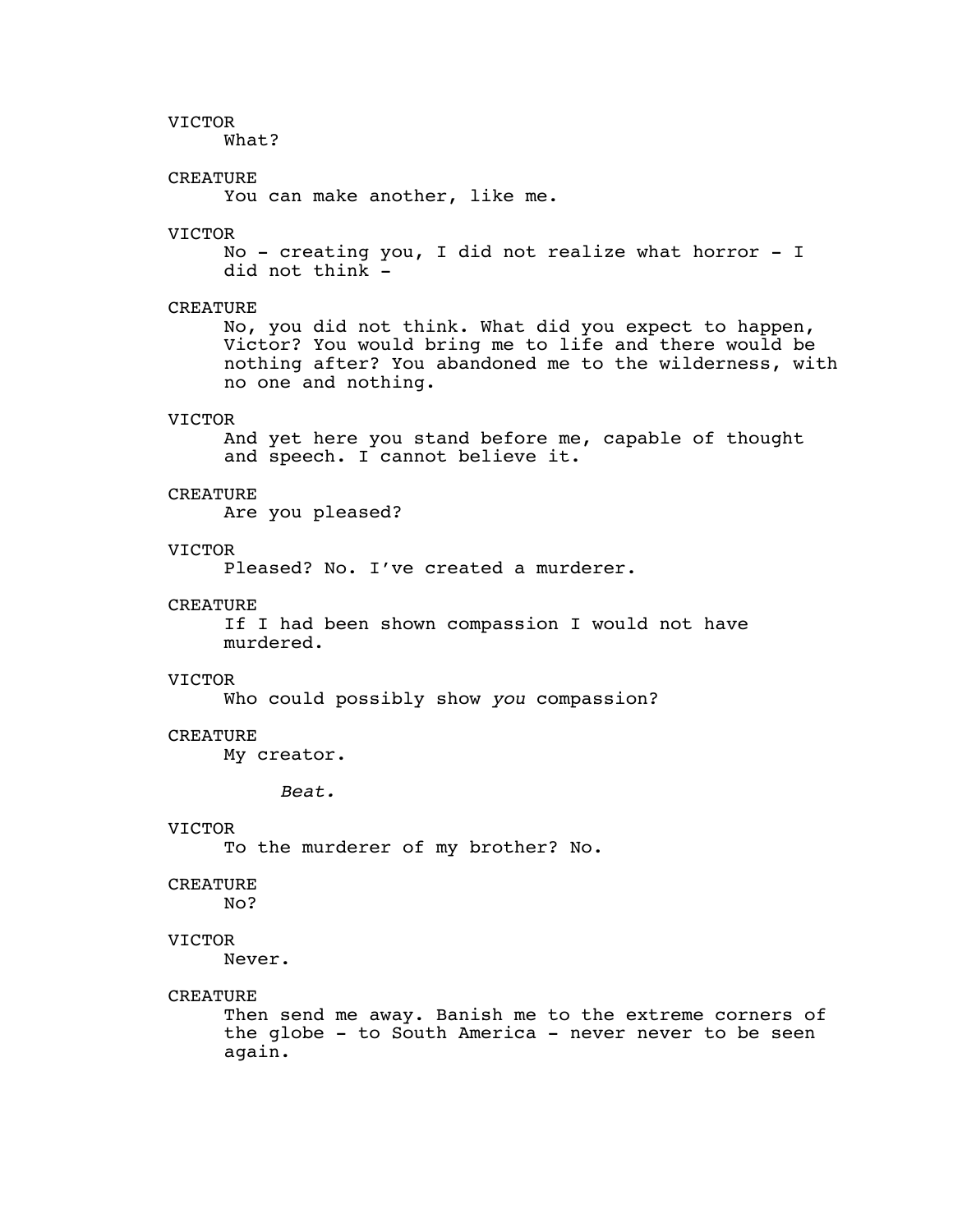VICTOR

What?

CREATURE

You can make another, like me.

VICTOR

No - creating you, I did not realize what horror - I did not think -

CREATURE

No, you did not think. What did you expect to happen, Victor? You would bring me to life and there would be nothing after? You abandoned me to the wilderness, with no one and nothing.

VICTOR

And yet here you stand before me, capable of thought and speech. I cannot believe it.

CREATURE

Are you pleased?

VICTOR

Pleased? No. I've created a murderer.

CREATURE

If I had been shown compassion I would not have murdered.

VICTOR

Who could possibly show *you* compassion?

CREATURE

My creator.

*Beat.*

VICTOR

To the murderer of my brother? No.

CREATURE

No?

VICTOR

Never.

CREATURE

Then send me away. Banish me to the extreme corners of the globe - to South America - never never to be seen again.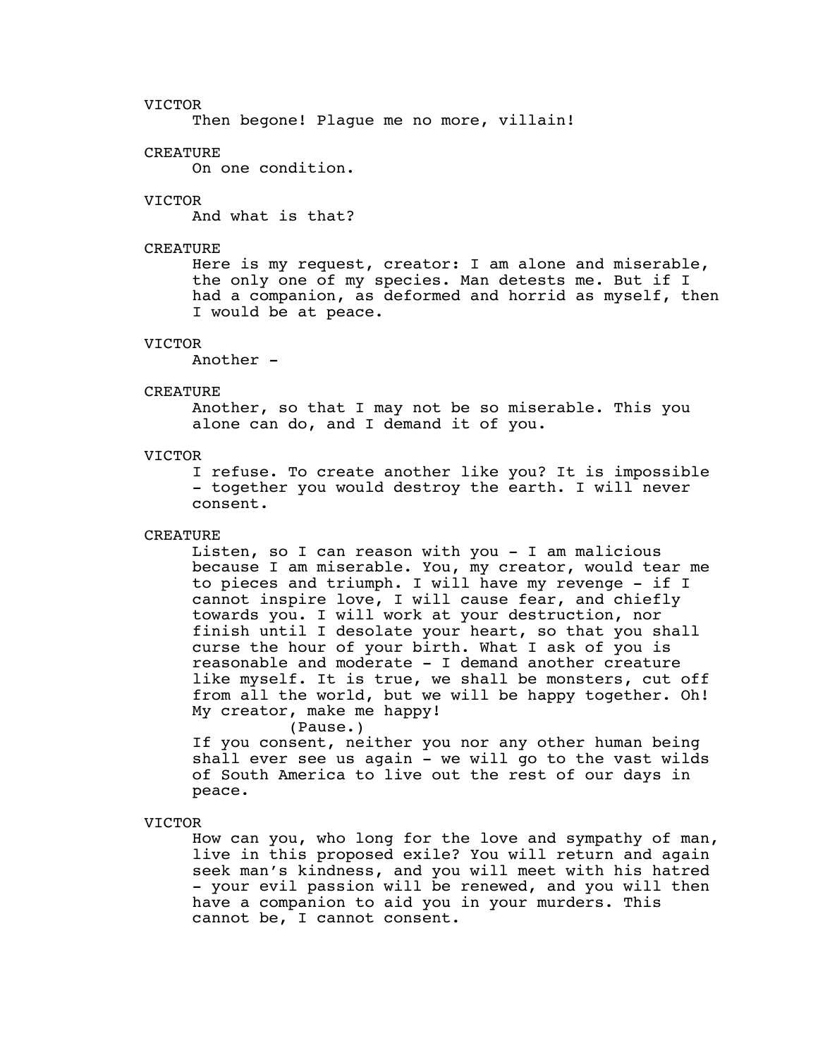VICTOR

Then begone! Plague me no more, villain!

CREATURE

On one condition.

VICTOR

And what is that?

CREATURE

Here is my request, creator: I am alone and miserable, the only one of my species. Man detests me. But if I had a companion, as deformed and horrid as myself, then I would be at peace.

VICTOR

Another -

CREATURE

Another, so that I may not be so miserable. This you alone can do, and I demand it of you.

VICTOR

I refuse. To create another like you? It is impossible - together you would destroy the earth. I will never consent.

CREATURE

Listen, so I can reason with you - I am malicious because I am miserable. You, my creator, would tear me to pieces and triumph. I will have my revenge - if I cannot inspire love, I will cause fear, and chiefly towards you. I will work at your destruction, nor finish until I desolate your heart, so that you shall curse the hour of your birth. What I ask of you is reasonable and moderate - I demand another creature like myself. It is true, we shall be monsters, cut off from all the world, but we will be happy together. Oh! My creator, make me happy!

(Pause.)

If you consent, neither you nor any other human being shall ever see us again - we will go to the vast wilds of South America to live out the rest of our days in peace.

VICTOR

How can you, who long for the love and sympathy of man, live in this proposed exile? You will return and again seek man's kindness, and you will meet with his hatred - your evil passion will be renewed, and you will then have a companion to aid you in your murders. This cannot be, I cannot consent.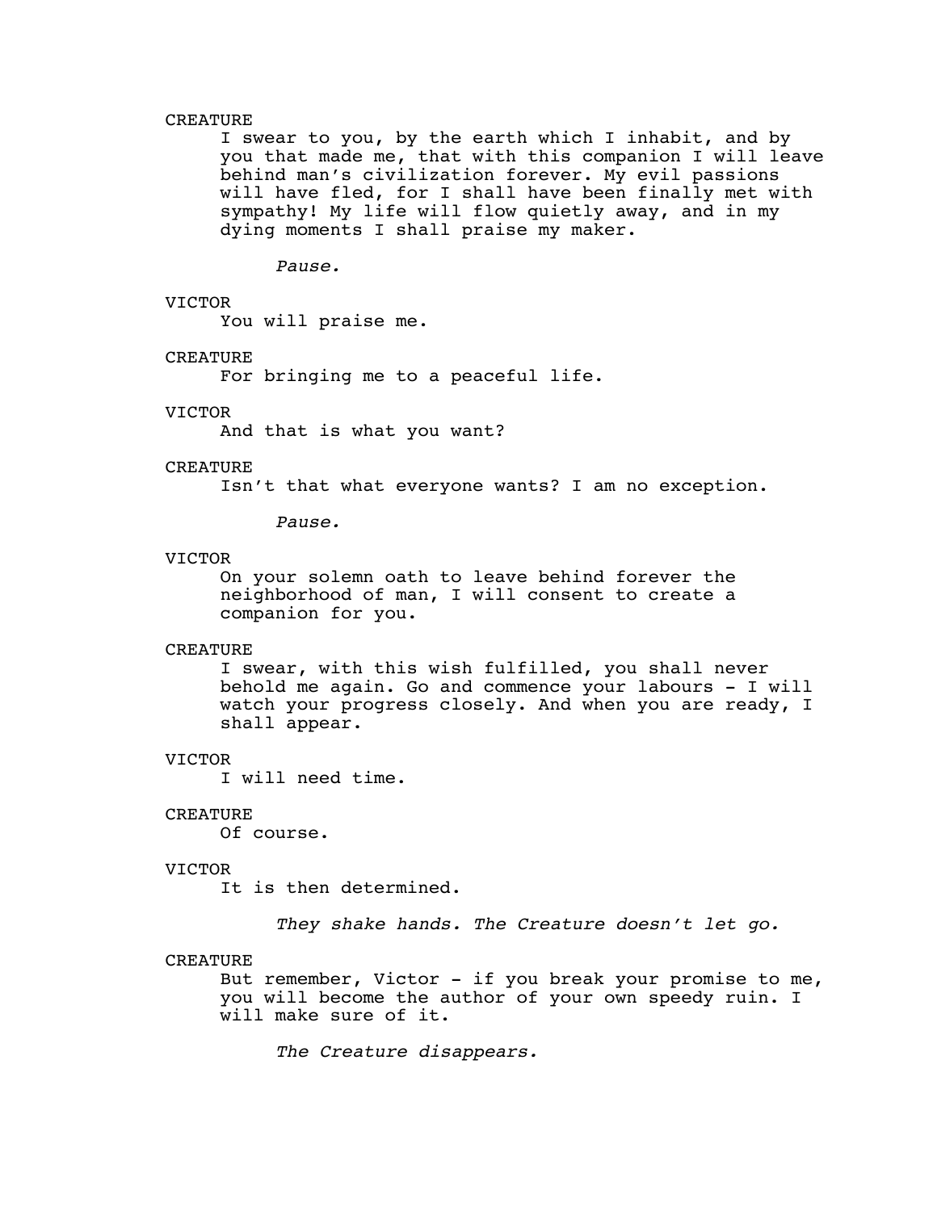CREATURE

I swear to you, by the earth which I inhabit, and by you that made me, that with this companion I will leave behind man's civilization forever. My evil passions will have fled, for I shall have been finally met with sympathy! My life will flow quietly away, and in my dying moments I shall praise my maker.

*Pause.*

VICTOR

You will praise me.

CREATURE

For bringing me to a peaceful life.

VICTOR

And that is what you want?

CREATURE

Isn't that what everyone wants? I am no exception.

*Pause.*

VICTOR

On your solemn oath to leave behind forever the neighborhood of man, I will consent to create a companion for you.

CREATURE

I swear, with this wish fulfilled, you shall never behold me again. Go and commence your labours - I will watch your progress closely. And when you are ready, I shall appear.

VICTOR

I will need time.

CREATURE

Of course.

VICTOR

It is then determined.

*They shake hands. The Creature doesn't let go.*

CREATURE

But remember, Victor - if you break your promise to me, you will become the author of your own speedy ruin. I will make sure of it.

*The Creature disappears.*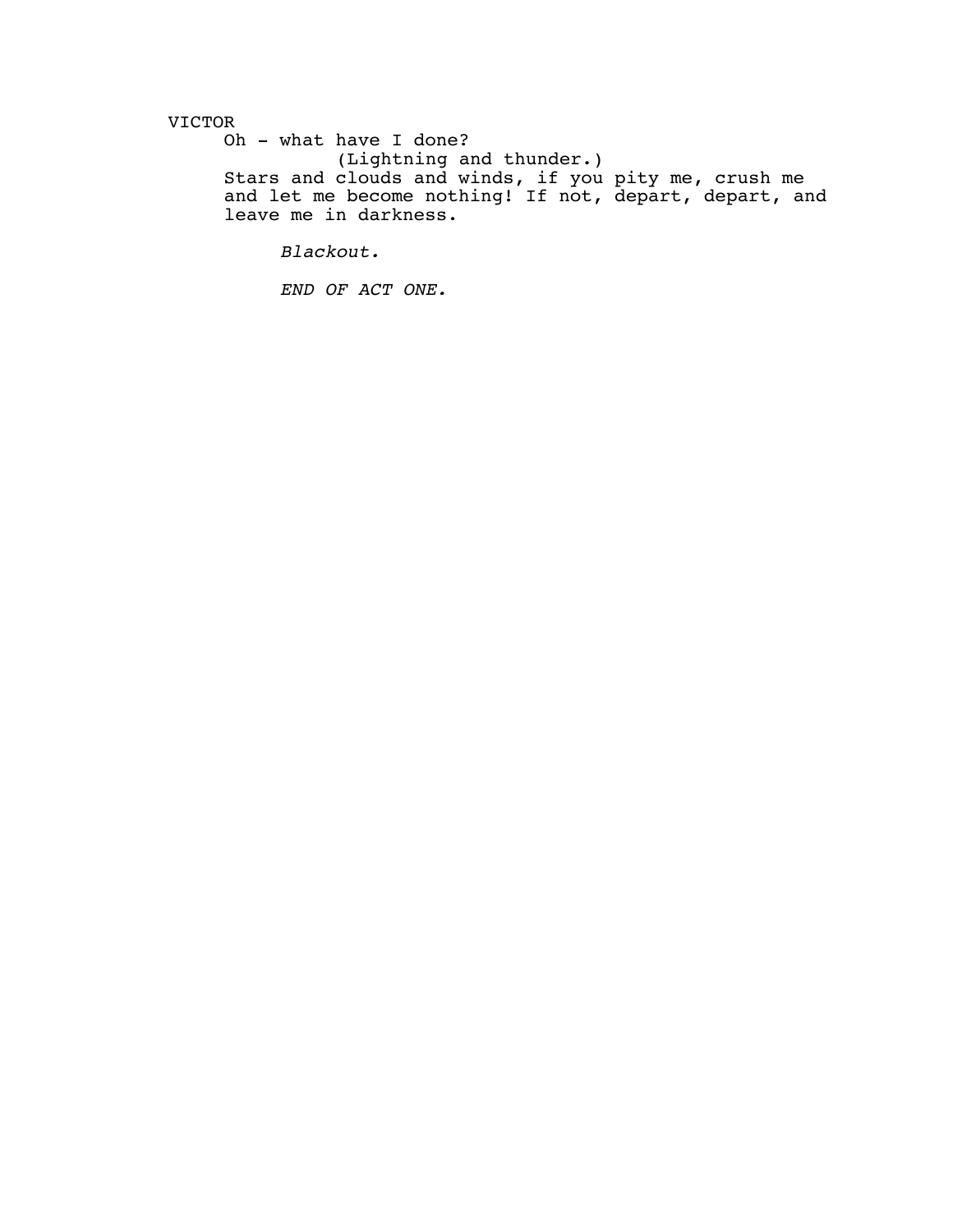VICTOR

Oh - what have I done?

(Lightning and thunder.)

Stars and clouds and winds, if you pity me, crush me and let me become nothing! If not, depart, depart, and leave me in darkness.

*Blackout.*

*END OF ACT ONE.*